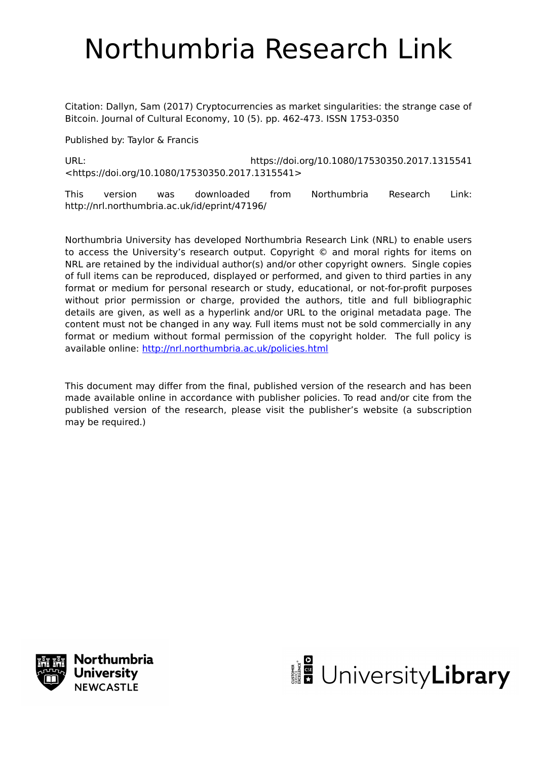# Northumbria Research Link

Citation: Dallyn, Sam (2017) Cryptocurrencies as market singularities: the strange case of Bitcoin. Journal of Cultural Economy, 10 (5). pp. 462-473. ISSN 1753-0350

Published by: Taylor & Francis

URL: https://doi.org/10.1080/17530350.2017.1315541 <https://doi.org/10.1080/17530350.2017.1315541>

This version was downloaded from Northumbria Research Link: http://nrl.northumbria.ac.uk/id/eprint/47196/

Northumbria University has developed Northumbria Research Link (NRL) to enable users to access the University's research output. Copyright © and moral rights for items on NRL are retained by the individual author(s) and/or other copyright owners. Single copies of full items can be reproduced, displayed or performed, and given to third parties in any format or medium for personal research or study, educational, or not-for-profit purposes without prior permission or charge, provided the authors, title and full bibliographic details are given, as well as a hyperlink and/or URL to the original metadata page. The content must not be changed in any way. Full items must not be sold commercially in any format or medium without formal permission of the copyright holder. The full policy is available online: http://nrl.northumbria.ac.uk/policies.html

This document may differ from the final, published version of the research and has been made available online in accordance with publisher policies. To read and/or cite from the published version of the research, please visit the publisher's website (a subscription may be required.)

Northumbria University NEWCASTLE

UniversityLibrary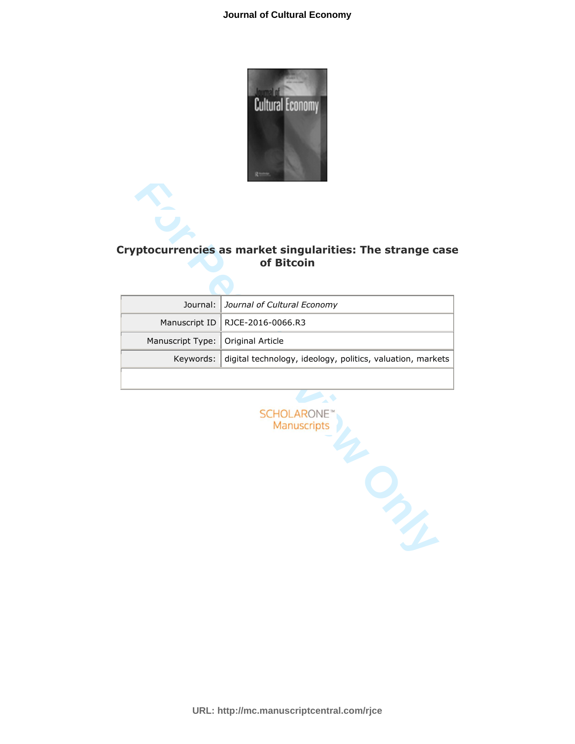# Cryptocurrencies as market singularities: The strange case of Bitcoin

| Journal: | *Journal of Cultural Economy* |
| --- | --- |
| Manuscript ID | RJCE-2016-0066.R3 |
| Manuscript Type: | Original Article |
| Keywords: | digital technology, ideology, politics, valuation, markets |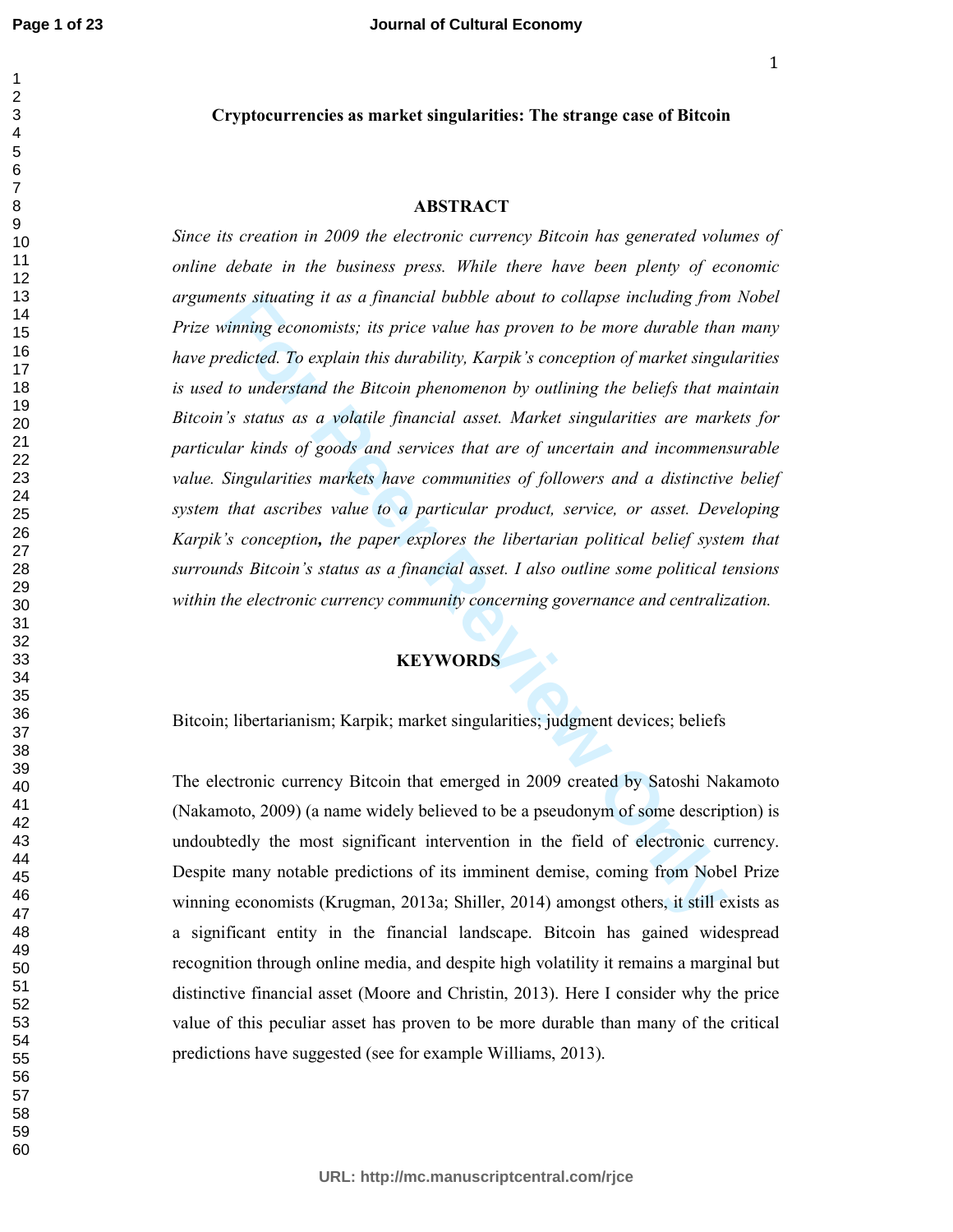# Cryptocurrencies as market singularities: The strange case of Bitcoin

## ABSTRACT

*Since its creation in 2009 the electronic currency Bitcoin has generated volumes of online debate in the business press. While there have been plenty of economic arguments situating it as a financial bubble about to collapse including from Nobel Prize winning economists; its price value has proven to be more durable than many have predicted. To explain this durability, Karpik's conception of market singularities is used to understand the Bitcoin phenomenon by outlining the beliefs that maintain Bitcoin's status as a volatile financial asset. Market singularities are markets for particular kinds of goods and services that are of uncertain and incommensurable value. Singularities markets have communities of followers and a distinctive belief system that ascribes value to a particular product, service, or asset. Developing Karpik's conception,* ***the*** *paper explores the libertarian political belief system that surrounds Bitcoin's status as a financial asset. I also outline some political tensions within the electronic currency community concerning governance and centralization.*

## KEYWORDS

Bitcoin; libertarianism; Karpik; market singularities; judgment devices; beliefs

The electronic currency Bitcoin that emerged in 2009 created by Satoshi Nakamoto (Nakamoto, 2009) (a name widely believed to be a pseudonym of some description) is undoubtedly the most significant intervention in the field of electronic currency. Despite many notable predictions of its imminent demise, coming from Nobel Prize winning economists (Krugman, 2013a; Shiller, 2014) amongst others, it still exists as a significant entity in the financial landscape. Bitcoin has gained widespread recognition through online media, and despite high volatility it remains a marginal but distinctive financial asset (Moore and Christin, 2013). Here I consider why the price value of this peculiar asset has proven to be more durable than many of the critical predictions have suggested (see for example Williams, 2013).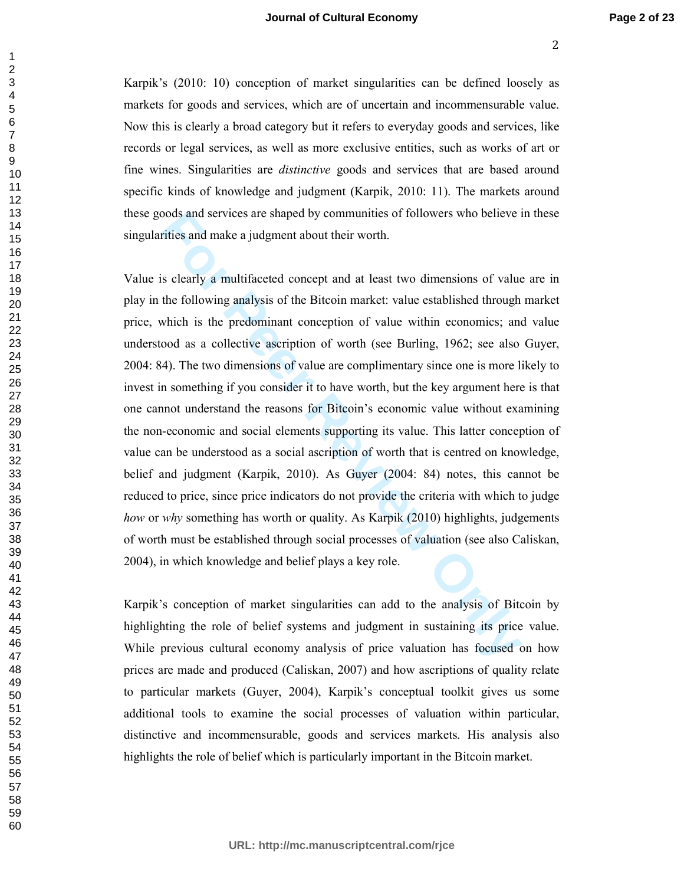Karpik's (2010: 10) conception of market singularities can be defined loosely as markets for goods and services, which are of uncertain and incommensurable value. Now this is clearly a broad category but it refers to everyday goods and services, like records or legal services, as well as more exclusive entities, such as works of art or fine wines. Singularities are *distinctive* goods and services that are based around specific kinds of knowledge and judgment (Karpik, 2010: 11). The markets around these goods and services are shaped by communities of followers who believe in these singularities and make a judgment about their worth.

Value is clearly a multifaceted concept and at least two dimensions of value are in play in the following analysis of the Bitcoin market: value established through market price, which is the predominant conception of value within economics; and value understood as a collective ascription of worth (see Burling, 1962; see also Guyer, 2004: 84). The two dimensions of value are complimentary since one is more likely to invest in something if you consider it to have worth, but the key argument here is that one cannot understand the reasons for Bitcoin's economic value without examining the non-economic and social elements supporting its value. This latter conception of value can be understood as a social ascription of worth that is centred on knowledge, belief and judgment (Karpik, 2010). As Guyer (2004: 84) notes, this cannot be reduced to price, since price indicators do not provide the criteria with which to judge *how* or *why* something has worth or quality. As Karpik (2010) highlights, judgements of worth must be established through social processes of valuation (see also Caliskan, 2004), in which knowledge and belief plays a key role.

Karpik's conception of market singularities can add to the analysis of Bitcoin by highlighting the role of belief systems and judgment in sustaining its price value. While previous cultural economy analysis of price valuation has focused on how prices are made and produced (Caliskan, 2007) and how ascriptions of quality relate to particular markets (Guyer, 2004), Karpik's conceptual toolkit gives us some additional tools to examine the social processes of valuation within particular, distinctive and incommensurable, goods and services markets. His analysis also highlights the role of belief which is particularly important in the Bitcoin market.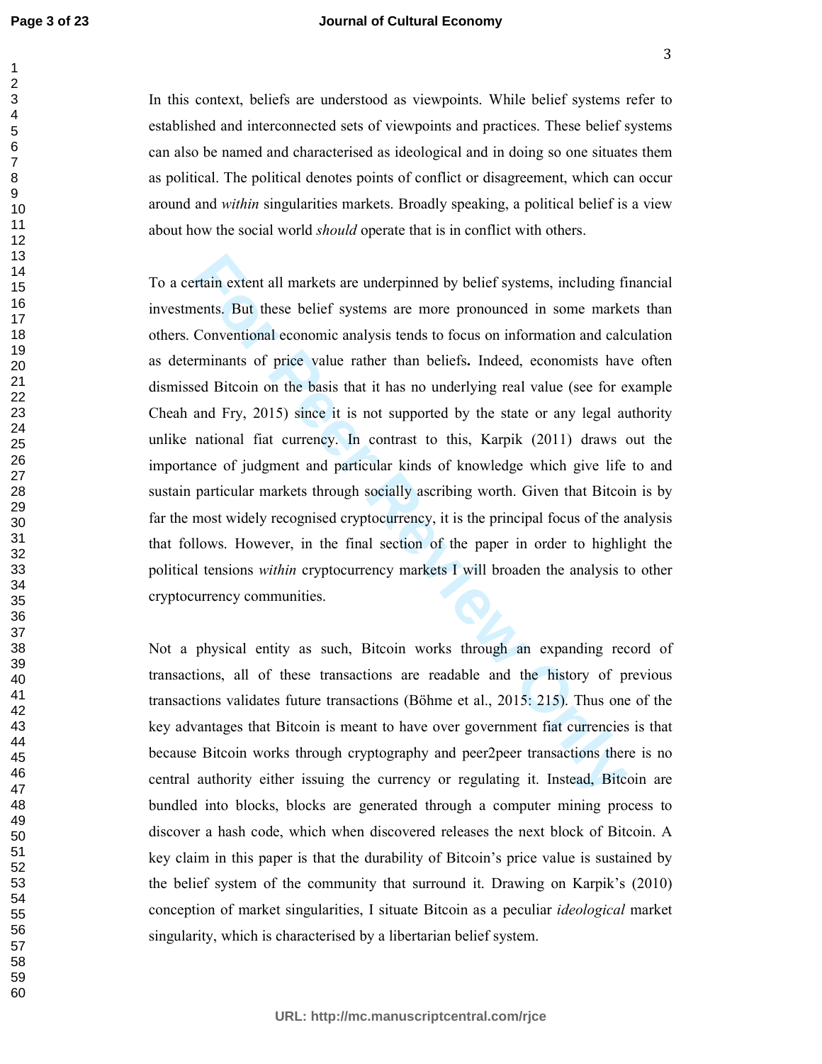In this context, beliefs are understood as viewpoints. While belief systems refer to established and interconnected sets of viewpoints and practices. These belief systems can also be named and characterised as ideological and in doing so one situates them as political. The political denotes points of conflict or disagreement, which can occur around and *within* singularities markets. Broadly speaking, a political belief is a view about how the social world *should* operate that is in conflict with others.

To a certain extent all markets are underpinned by belief systems, including financial investments. But these belief systems are more pronounced in some markets than others. Conventional economic analysis tends to focus on information and calculation as determinants of price value rather than beliefs**.** Indeed, economists have often dismissed Bitcoin on the basis that it has no underlying real value (see for example Cheah and Fry, 2015) since it is not supported by the state or any legal authority unlike national fiat currency. In contrast to this, Karpik (2011) draws out the importance of judgment and particular kinds of knowledge which give life to and sustain particular markets through socially ascribing worth. Given that Bitcoin is by far the most widely recognised cryptocurrency, it is the principal focus of the analysis that follows. However, in the final section of the paper in order to highlight the political tensions *within* cryptocurrency markets I will broaden the analysis to other cryptocurrency communities.

Not a physical entity as such, Bitcoin works through an expanding record of transactions, all of these transactions are readable and the history of previous transactions validates future transactions (Böhme et al., 2015: 215). Thus one of the key advantages that Bitcoin is meant to have over government fiat currencies is that because Bitcoin works through cryptography and peer2peer transactions there is no central authority either issuing the currency or regulating it. Instead, Bitcoin are bundled into blocks, blocks are generated through a computer mining process to discover a hash code, which when discovered releases the next block of Bitcoin. A key claim in this paper is that the durability of Bitcoin's price value is sustained by the belief system of the community that surround it. Drawing on Karpik's (2010) conception of market singularities, I situate Bitcoin as a peculiar *ideological* market singularity, which is characterised by a libertarian belief system.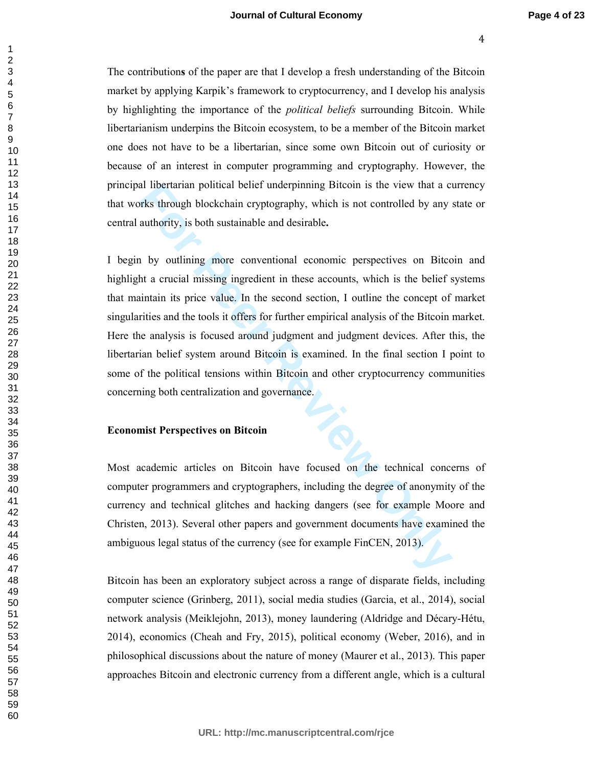The contributions of the paper are that I develop a fresh understanding of the Bitcoin market by applying Karpik's framework to cryptocurrency, and I develop his analysis by highlighting the importance of the *political beliefs* surrounding Bitcoin. While libertarianism underpins the Bitcoin ecosystem, to be a member of the Bitcoin market one does not have to be a libertarian, since some own Bitcoin out of curiosity or because of an interest in computer programming and cryptography. However, the principal libertarian political belief underpinning Bitcoin is the view that a currency that works through blockchain cryptography, which is not controlled by any state or central authority, is both sustainable and desirable**.**

I begin by outlining more conventional economic perspectives on Bitcoin and highlight a crucial missing ingredient in these accounts, which is the belief systems that maintain its price value. In the second section, I outline the concept of market singularities and the tools it offers for further empirical analysis of the Bitcoin market. Here the analysis is focused around judgment and judgment devices. After this, the libertarian belief system around Bitcoin is examined. In the final section I point to some of the political tensions within Bitcoin and other cryptocurrency communities concerning both centralization and governance.

**Economist Perspectives on Bitcoin**

Most academic articles on Bitcoin have focused on the technical concerns of computer programmers and cryptographers, including the degree of anonymity of the currency and technical glitches and hacking dangers (see for example Moore and Christen, 2013). Several other papers and government documents have examined the ambiguous legal status of the currency (see for example FinCEN, 2013).

Bitcoin has been an exploratory subject across a range of disparate fields, including computer science (Grinberg, 2011), social media studies (Garcia, et al., 2014), social network analysis (Meiklejohn, 2013), money laundering (Aldridge and Décary-Hétu, 2014), economics (Cheah and Fry, 2015), political economy (Weber, 2016), and in philosophical discussions about the nature of money (Maurer et al., 2013). This paper approaches Bitcoin and electronic currency from a different angle, which is a cultural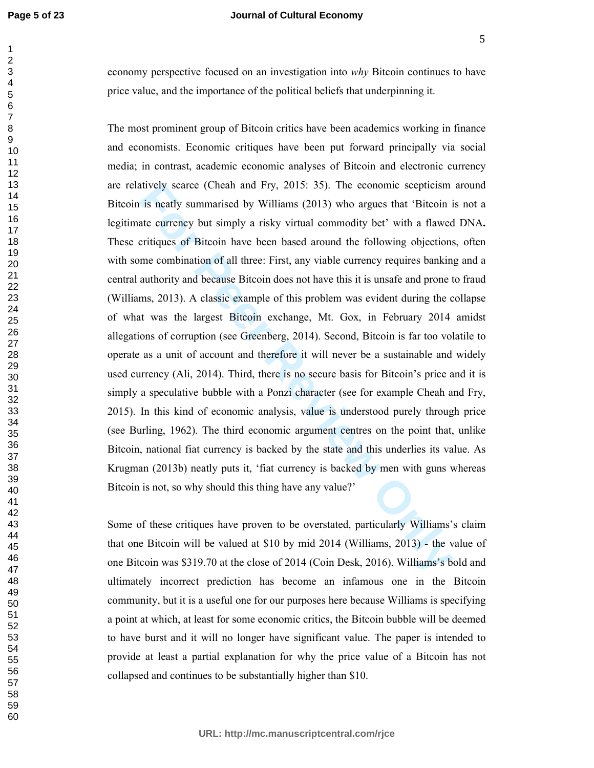economy perspective focused on an investigation into *why* Bitcoin continues to have price value, and the importance of the political beliefs that underpinning it.

The most prominent group of Bitcoin critics have been academics working in finance and economists. Economic critiques have been put forward principally via social media; in contrast, academic economic analyses of Bitcoin and electronic currency are relatively scarce (Cheah and Fry, 2015: 35). The economic scepticism around Bitcoin is neatly summarised by Williams (2013) who argues that 'Bitcoin is not a legitimate currency but simply a risky virtual commodity bet' with a flawed DNA**.** These critiques of Bitcoin have been based around the following objections, often with some combination of all three: First, any viable currency requires banking and a central authority and because Bitcoin does not have this it is unsafe and prone to fraud (Williams, 2013). A classic example of this problem was evident during the collapse of what was the largest Bitcoin exchange, Mt. Gox, in February 2014 amidst allegations of corruption (see Greenberg, 2014). Second, Bitcoin is far too volatile to operate as a unit of account and therefore it will never be a sustainable and widely used currency (Ali, 2014). Third, there is no secure basis for Bitcoin's price and it is simply a speculative bubble with a Ponzi character (see for example Cheah and Fry, 2015). In this kind of economic analysis, value is understood purely through price (see Burling, 1962). The third economic argument centres on the point that, unlike Bitcoin, national fiat currency is backed by the state and this underlies its value. As Krugman (2013b) neatly puts it, 'fiat currency is backed by men with guns whereas Bitcoin is not, so why should this thing have any value?'

Some of these critiques have proven to be overstated, particularly Williams's claim that one Bitcoin will be valued at $10 by mid 2014 (Williams, 2013) - the value of one Bitcoin was $319.70 at the close of 2014 (Coin Desk, 2016). Williams's bold and ultimately incorrect prediction has become an infamous one in the Bitcoin community, but it is a useful one for our purposes here because Williams is specifying a point at which, at least for some economic critics, the Bitcoin bubble will be deemed to have burst and it will no longer have significant value. The paper is intended to provide at least a partial explanation for why the price value of a Bitcoin has not collapsed and continues to be substantially higher than $10.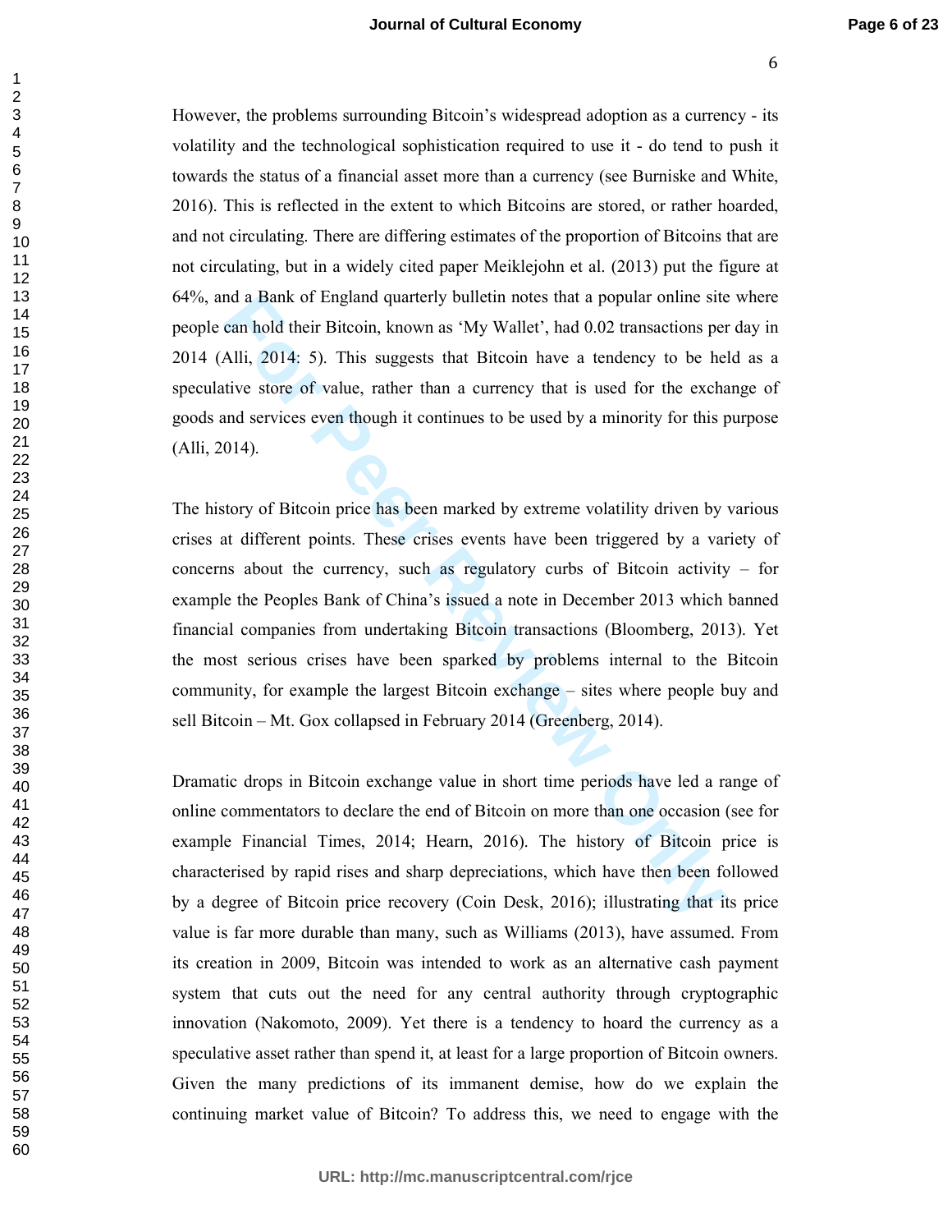However, the problems surrounding Bitcoin's widespread adoption as a currency - its volatility and the technological sophistication required to use it - do tend to push it towards the status of a financial asset more than a currency (see Burniske and White, 2016). This is reflected in the extent to which Bitcoins are stored, or rather hoarded, and not circulating. There are differing estimates of the proportion of Bitcoins that are not circulating, but in a widely cited paper Meiklejohn et al. (2013) put the figure at 64%, and a Bank of England quarterly bulletin notes that a popular online site where people can hold their Bitcoin, known as 'My Wallet', had 0.02 transactions per day in 2014 (Alli, 2014: 5). This suggests that Bitcoin have a tendency to be held as a speculative store of value, rather than a currency that is used for the exchange of goods and services even though it continues to be used by a minority for this purpose (Alli, 2014).

The history of Bitcoin price has been marked by extreme volatility driven by various crises at different points. These crises events have been triggered by a variety of concerns about the currency, such as regulatory curbs of Bitcoin activity – for example the Peoples Bank of China's issued a note in December 2013 which banned financial companies from undertaking Bitcoin transactions (Bloomberg, 2013). Yet the most serious crises have been sparked by problems internal to the Bitcoin community, for example the largest Bitcoin exchange – sites where people buy and sell Bitcoin – Mt. Gox collapsed in February 2014 (Greenberg, 2014).

Dramatic drops in Bitcoin exchange value in short time periods have led a range of online commentators to declare the end of Bitcoin on more than one occasion (see for example Financial Times, 2014; Hearn, 2016). The history of Bitcoin price is characterised by rapid rises and sharp depreciations, which have then been followed by a degree of Bitcoin price recovery (Coin Desk, 2016); illustrating that its price value is far more durable than many, such as Williams (2013), have assumed. From its creation in 2009, Bitcoin was intended to work as an alternative cash payment system that cuts out the need for any central authority through cryptographic innovation (Nakomoto, 2009). Yet there is a tendency to hoard the currency as a speculative asset rather than spend it, at least for a large proportion of Bitcoin owners. Given the many predictions of its immanent demise, how do we explain the continuing market value of Bitcoin? To address this, we need to engage with the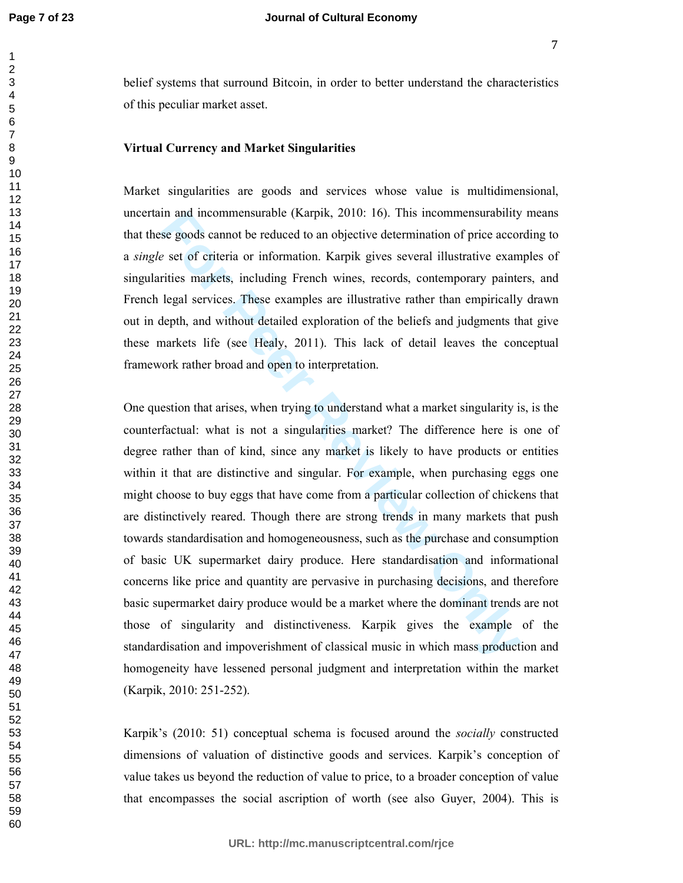belief systems that surround Bitcoin, in order to better understand the characteristics of this peculiar market asset.

## Virtual Currency and Market Singularities

Market singularities are goods and services whose value is multidimensional, uncertain and incommensurable (Karpik, 2010: 16). This incommensurability means that these goods cannot be reduced to an objective determination of price according to a *single* set of criteria or information. Karpik gives several illustrative examples of singularities markets, including French wines, records, contemporary painters, and French legal services. These examples are illustrative rather than empirically drawn out in depth, and without detailed exploration of the beliefs and judgments that give these markets life (see Healy, 2011). This lack of detail leaves the conceptual framework rather broad and open to interpretation.

One question that arises, when trying to understand what a market singularity is, is the counterfactual: what is not a singularities market? The difference here is one of degree rather than of kind, since any market is likely to have products or entities within it that are distinctive and singular. For example, when purchasing eggs one might choose to buy eggs that have come from a particular collection of chickens that are distinctively reared. Though there are strong trends in many markets that push towards standardisation and homogeneousness, such as the purchase and consumption of basic UK supermarket dairy produce. Here standardisation and informational concerns like price and quantity are pervasive in purchasing decisions, and therefore basic supermarket dairy produce would be a market where the dominant trends are not those of singularity and distinctiveness. Karpik gives the example of the standardisation and impoverishment of classical music in which mass production and homogeneity have lessened personal judgment and interpretation within the market (Karpik, 2010: 251-252).

Karpik's (2010: 51) conceptual schema is focused around the *socially* constructed dimensions of valuation of distinctive goods and services. Karpik's conception of value takes us beyond the reduction of value to price, to a broader conception of value that encompasses the social ascription of worth (see also Guyer, 2004). This is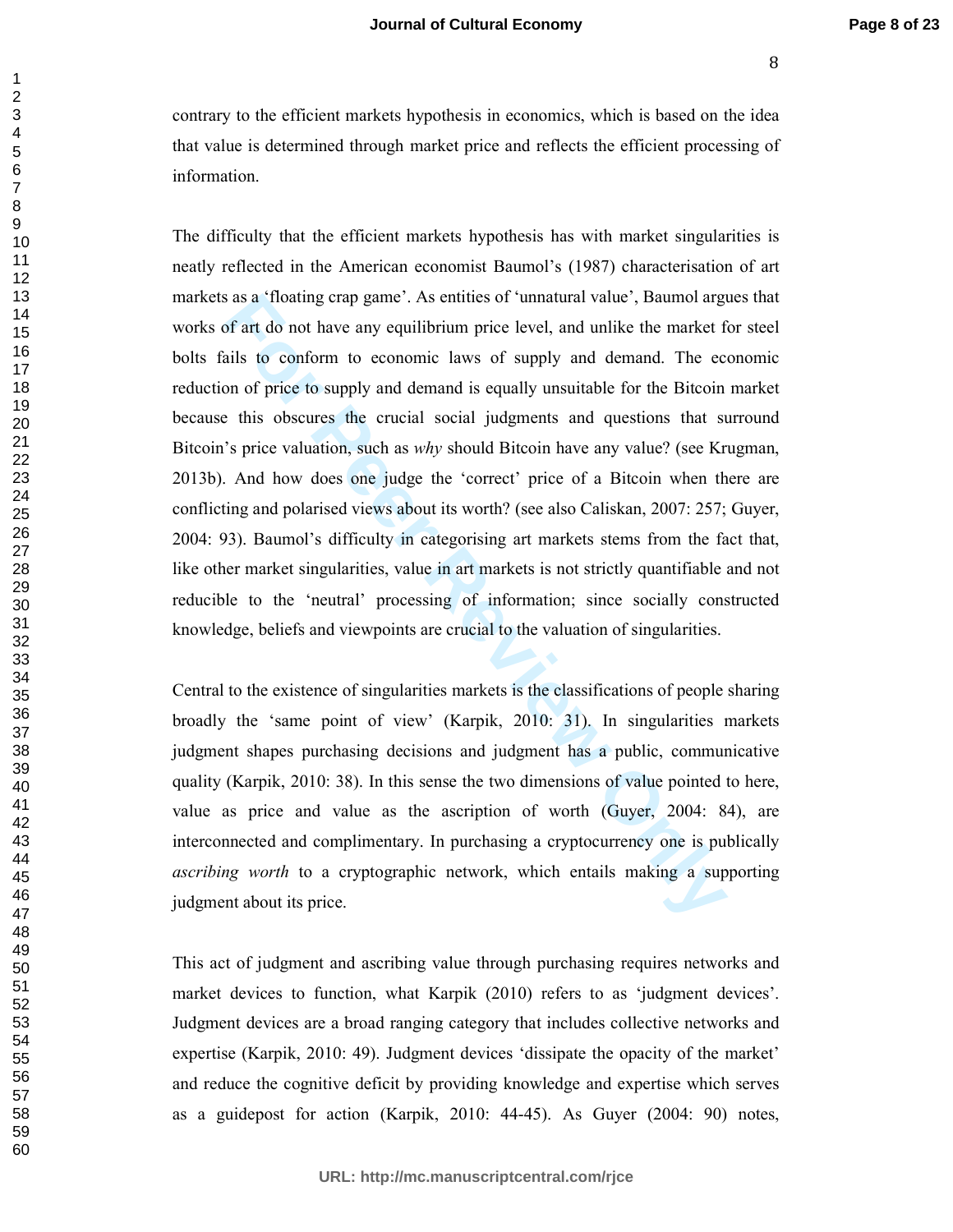contrary to the efficient markets hypothesis in economics, which is based on the idea that value is determined through market price and reflects the efficient processing of information.

The difficulty that the efficient markets hypothesis has with market singularities is neatly reflected in the American economist Baumol's (1987) characterisation of art markets as a 'floating crap game'. As entities of 'unnatural value', Baumol argues that works of art do not have any equilibrium price level, and unlike the market for steel bolts fails to conform to economic laws of supply and demand. The economic reduction of price to supply and demand is equally unsuitable for the Bitcoin market because this obscures the crucial social judgments and questions that surround Bitcoin's price valuation, such as *why* should Bitcoin have any value? (see Krugman, 2013b). And how does one judge the 'correct' price of a Bitcoin when there are conflicting and polarised views about its worth? (see also Caliskan, 2007: 257; Guyer, 2004: 93). Baumol's difficulty in categorising art markets stems from the fact that, like other market singularities, value in art markets is not strictly quantifiable and not reducible to the 'neutral' processing of information; since socially constructed knowledge, beliefs and viewpoints are crucial to the valuation of singularities.

Central to the existence of singularities markets is the classifications of people sharing broadly the 'same point of view' (Karpik, 2010: 31). In singularities markets judgment shapes purchasing decisions and judgment has a public, communicative quality (Karpik, 2010: 38). In this sense the two dimensions of value pointed to here, value as price and value as the ascription of worth (Guyer, 2004: 84), are interconnected and complimentary. In purchasing a cryptocurrency one is publically *ascribing worth* to a cryptographic network, which entails making a supporting judgment about its price.

This act of judgment and ascribing value through purchasing requires networks and market devices to function, what Karpik (2010) refers to as 'judgment devices'. Judgment devices are a broad ranging category that includes collective networks and expertise (Karpik, 2010: 49). Judgment devices 'dissipate the opacity of the market' and reduce the cognitive deficit by providing knowledge and expertise which serves as a guidepost for action (Karpik, 2010: 44-45). As Guyer (2004: 90) notes,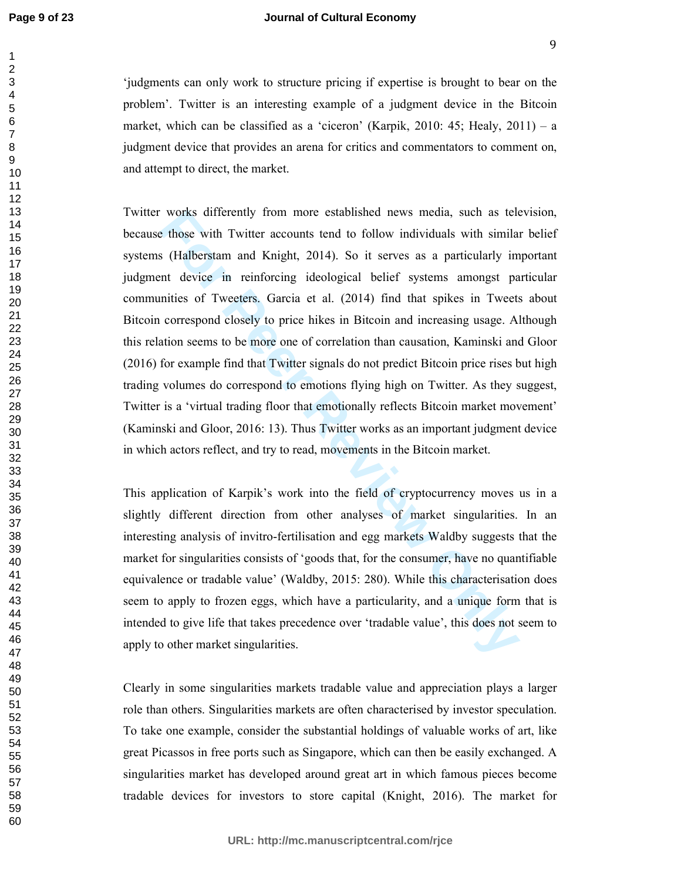'judgments can only work to structure pricing if expertise is brought to bear on the problem'. Twitter is an interesting example of a judgment device in the Bitcoin market, which can be classified as a 'ciceron' (Karpik, 2010: 45; Healy, 2011) – a judgment device that provides an arena for critics and commentators to comment on, and attempt to direct, the market.

Twitter works differently from more established news media, such as television, because those with Twitter accounts tend to follow individuals with similar belief systems (Halberstam and Knight, 2014). So it serves as a particularly important judgment device in reinforcing ideological belief systems amongst particular communities of Tweeters. Garcia et al. (2014) find that spikes in Tweets about Bitcoin correspond closely to price hikes in Bitcoin and increasing usage. Although this relation seems to be more one of correlation than causation, Kaminski and Gloor (2016) for example find that Twitter signals do not predict Bitcoin price rises but high trading volumes do correspond to emotions flying high on Twitter. As they suggest, Twitter is a 'virtual trading floor that emotionally reflects Bitcoin market movement' (Kaminski and Gloor, 2016: 13). Thus Twitter works as an important judgment device in which actors reflect, and try to read, movements in the Bitcoin market.

This application of Karpik's work into the field of cryptocurrency moves us in a slightly different direction from other analyses of market singularities. In an interesting analysis of invitro-fertilisation and egg markets Waldby suggests that the market for singularities consists of 'goods that, for the consumer, have no quantifiable equivalence or tradable value' (Waldby, 2015: 280). While this characterisation does seem to apply to frozen eggs, which have a particularity, and a unique form that is intended to give life that takes precedence over 'tradable value', this does not seem to apply to other market singularities.

Clearly in some singularities markets tradable value and appreciation plays a larger role than others. Singularities markets are often characterised by investor speculation. To take one example, consider the substantial holdings of valuable works of art, like great Picassos in free ports such as Singapore, which can then be easily exchanged. A singularities market has developed around great art in which famous pieces become tradable devices for investors to store capital (Knight, 2016). The market for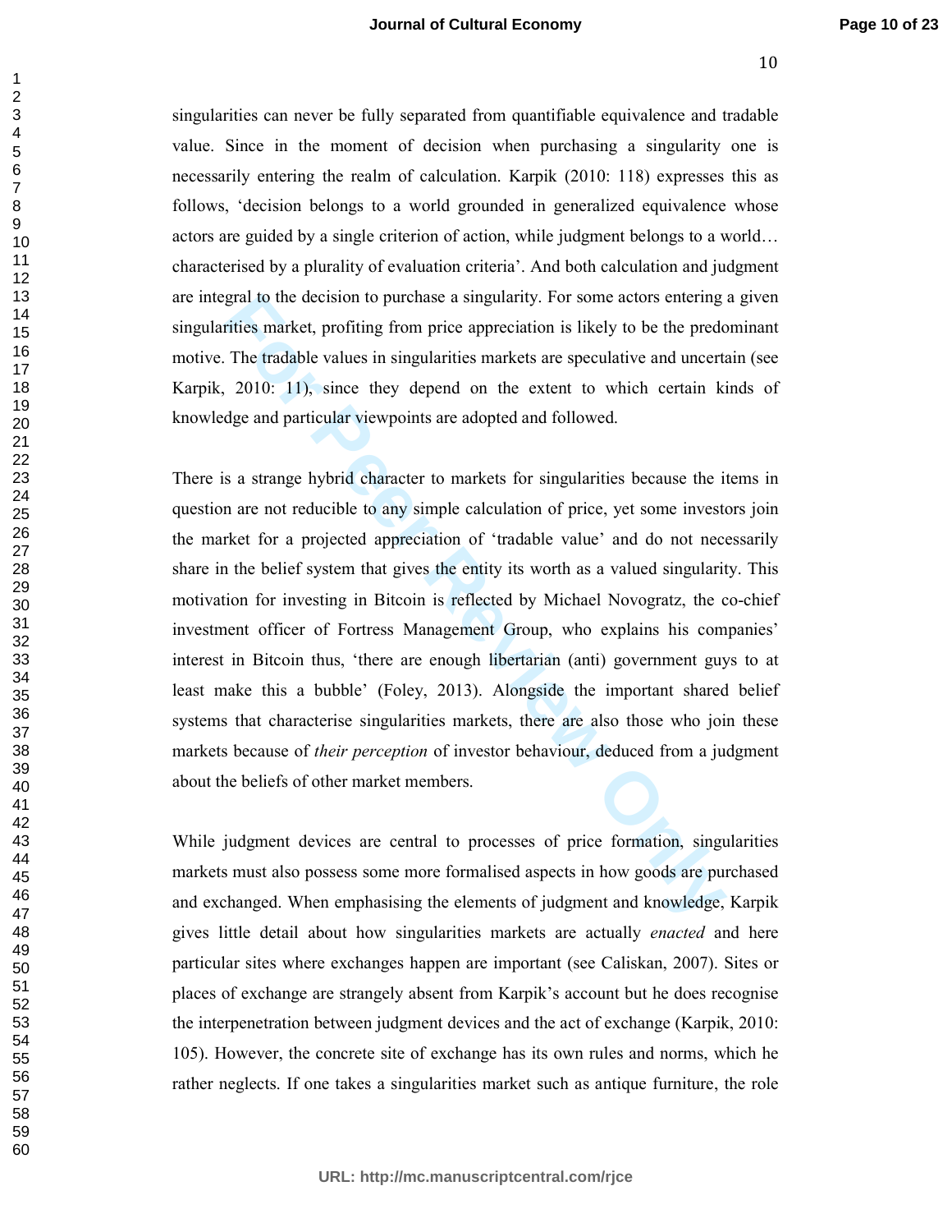singularities can never be fully separated from quantifiable equivalence and tradable value. Since in the moment of decision when purchasing a singularity one is necessarily entering the realm of calculation. Karpik (2010: 118) expresses this as follows, 'decision belongs to a world grounded in generalized equivalence whose actors are guided by a single criterion of action, while judgment belongs to a world… characterised by a plurality of evaluation criteria'. And both calculation and judgment are integral to the decision to purchase a singularity. For some actors entering a given singularities market, profiting from price appreciation is likely to be the predominant motive. The tradable values in singularities markets are speculative and uncertain (see Karpik, 2010: 11), since they depend on the extent to which certain kinds of knowledge and particular viewpoints are adopted and followed.

There is a strange hybrid character to markets for singularities because the items in question are not reducible to any simple calculation of price, yet some investors join the market for a projected appreciation of 'tradable value' and do not necessarily share in the belief system that gives the entity its worth as a valued singularity. This motivation for investing in Bitcoin is reflected by Michael Novogratz, the co-chief investment officer of Fortress Management Group, who explains his companies' interest in Bitcoin thus, 'there are enough libertarian (anti) government guys to at least make this a bubble' (Foley, 2013). Alongside the important shared belief systems that characterise singularities markets, there are also those who join these markets because of *their perception* of investor behaviour, deduced from a judgment about the beliefs of other market members.

While judgment devices are central to processes of price formation, singularities markets must also possess some more formalised aspects in how goods are purchased and exchanged. When emphasising the elements of judgment and knowledge, Karpik gives little detail about how singularities markets are actually *enacted* and here particular sites where exchanges happen are important (see Caliskan, 2007). Sites or places of exchange are strangely absent from Karpik's account but he does recognise the interpenetration between judgment devices and the act of exchange (Karpik, 2010: 105). However, the concrete site of exchange has its own rules and norms, which he rather neglects. If one takes a singularities market such as antique furniture, the role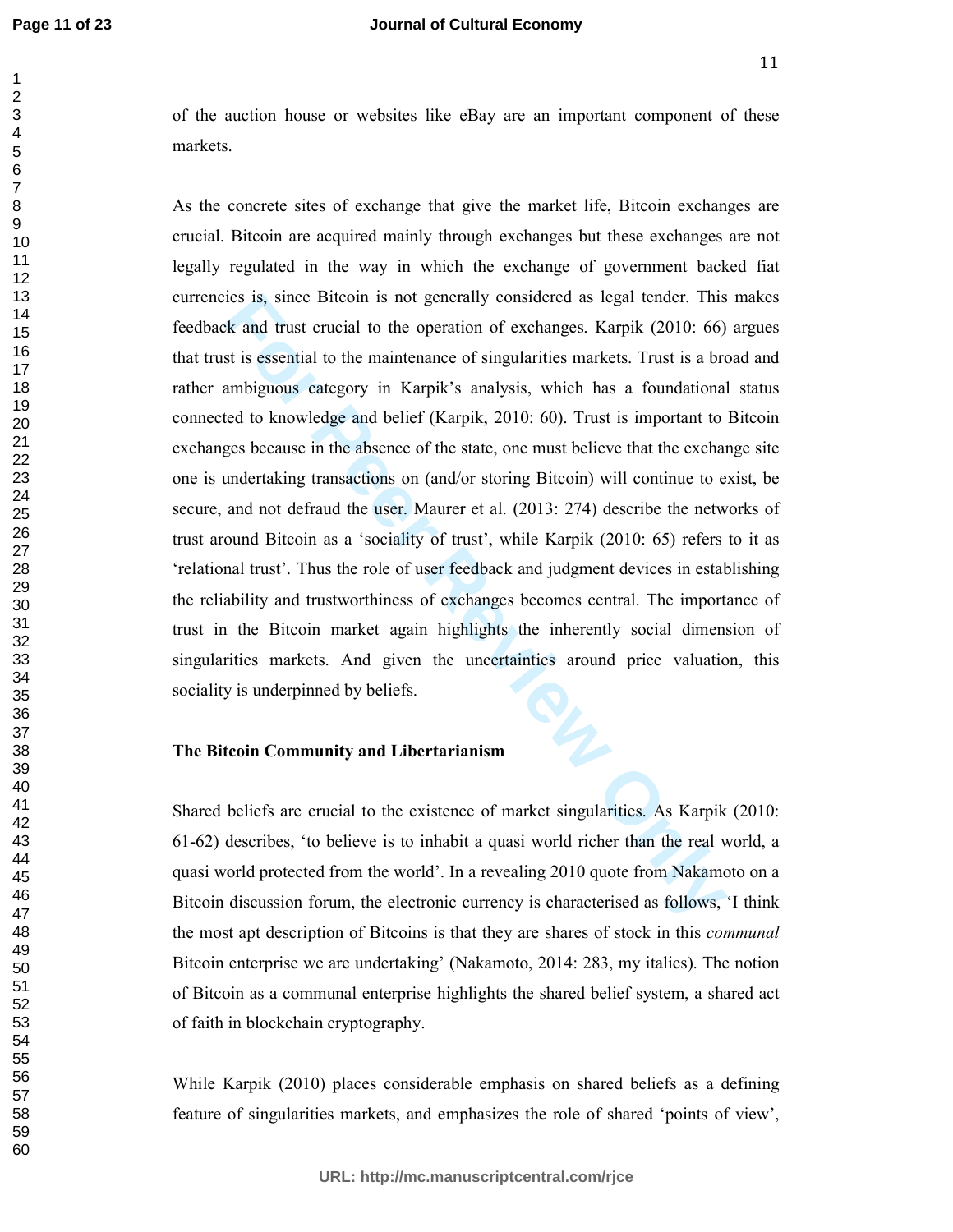of the auction house or websites like eBay are an important component of these markets.

As the concrete sites of exchange that give the market life, Bitcoin exchanges are crucial. Bitcoin are acquired mainly through exchanges but these exchanges are not legally regulated in the way in which the exchange of government backed fiat currencies is, since Bitcoin is not generally considered as legal tender. This makes feedback and trust crucial to the operation of exchanges. Karpik (2010: 66) argues that trust is essential to the maintenance of singularities markets. Trust is a broad and rather ambiguous category in Karpik's analysis, which has a foundational status connected to knowledge and belief (Karpik, 2010: 60). Trust is important to Bitcoin exchanges because in the absence of the state, one must believe that the exchange site one is undertaking transactions on (and/or storing Bitcoin) will continue to exist, be secure, and not defraud the user. Maurer et al. (2013: 274) describe the networks of trust around Bitcoin as a 'sociality of trust', while Karpik (2010: 65) refers to it as 'relational trust'. Thus the role of user feedback and judgment devices in establishing the reliability and trustworthiness of exchanges becomes central. The importance of trust in the Bitcoin market again highlights the inherently social dimension of singularities markets. And given the uncertainties around price valuation, this sociality is underpinned by beliefs.

## The Bitcoin Community and Libertarianism

Shared beliefs are crucial to the existence of market singularities. As Karpik (2010: 61-62) describes, 'to believe is to inhabit a quasi world richer than the real world, a quasi world protected from the world'. In a revealing 2010 quote from Nakamoto on a Bitcoin discussion forum, the electronic currency is characterised as follows, 'I think the most apt description of Bitcoins is that they are shares of stock in this *communal* Bitcoin enterprise we are undertaking' (Nakamoto, 2014: 283, my italics). The notion of Bitcoin as a communal enterprise highlights the shared belief system, a shared act of faith in blockchain cryptography.

While Karpik (2010) places considerable emphasis on shared beliefs as a defining feature of singularities markets, and emphasizes the role of shared 'points of view',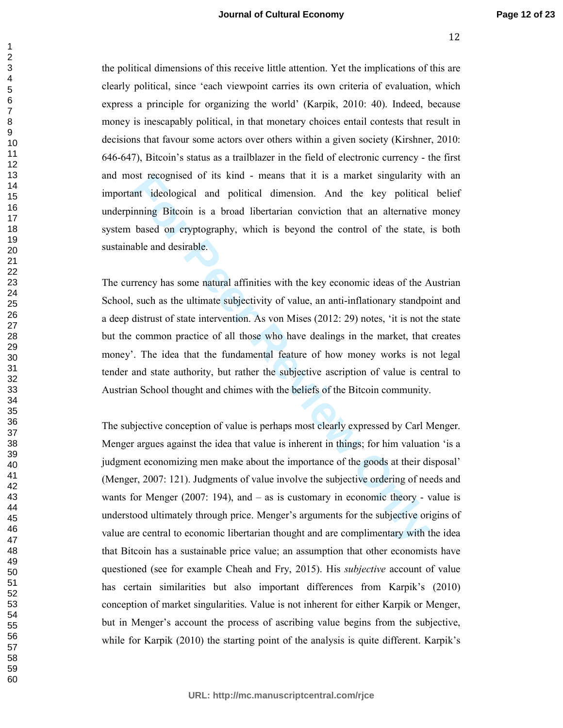the political dimensions of this receive little attention. Yet the implications of this are clearly political, since 'each viewpoint carries its own criteria of evaluation, which express a principle for organizing the world' (Karpik, 2010: 40). Indeed, because money is inescapably political, in that monetary choices entail contests that result in decisions that favour some actors over others within a given society (Kirshner, 2010: 646-647), Bitcoin's status as a trailblazer in the field of electronic currency - the first and most recognised of its kind - means that it is a market singularity with an important ideological and political dimension. And the key political belief underpinning Bitcoin is a broad libertarian conviction that an alternative money system based on cryptography, which is beyond the control of the state, is both sustainable and desirable.

The currency has some natural affinities with the key economic ideas of the Austrian School, such as the ultimate subjectivity of value, an anti-inflationary standpoint and a deep distrust of state intervention. As von Mises (2012: 29) notes, 'it is not the state but the common practice of all those who have dealings in the market, that creates money'. The idea that the fundamental feature of how money works is not legal tender and state authority, but rather the subjective ascription of value is central to Austrian School thought and chimes with the beliefs of the Bitcoin community.

The subjective conception of value is perhaps most clearly expressed by Carl Menger. Menger argues against the idea that value is inherent in things; for him valuation 'is a judgment economizing men make about the importance of the goods at their disposal' (Menger, 2007: 121). Judgments of value involve the subjective ordering of needs and wants for Menger (2007: 194), and – as is customary in economic theory - value is understood ultimately through price. Menger's arguments for the subjective origins of value are central to economic libertarian thought and are complimentary with the idea that Bitcoin has a sustainable price value; an assumption that other economists have questioned (see for example Cheah and Fry, 2015). His *subjective* account of value has certain similarities but also important differences from Karpik's (2010) conception of market singularities. Value is not inherent for either Karpik or Menger, but in Menger's account the process of ascribing value begins from the subjective, while for Karpik (2010) the starting point of the analysis is quite different. Karpik's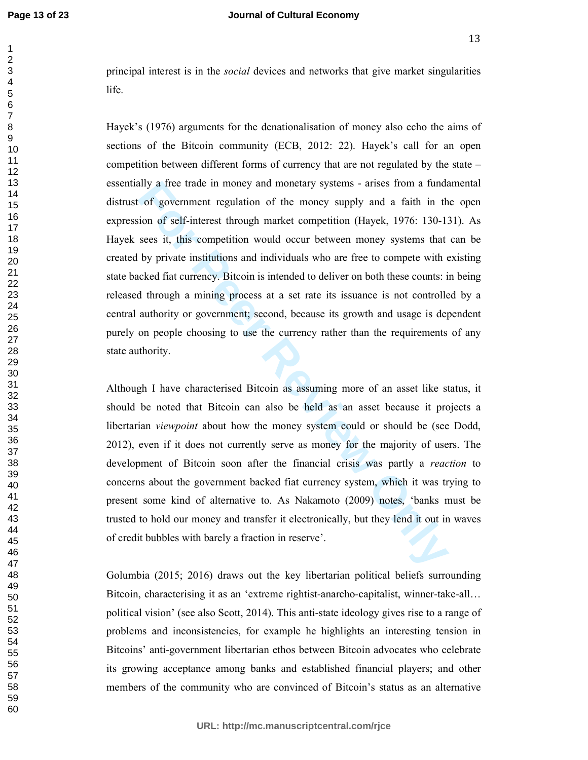principal interest is in the *social* devices and networks that give market singularities life.

Hayek's (1976) arguments for the denationalisation of money also echo the aims of sections of the Bitcoin community (ECB, 2012: 22). Hayek's call for an open competition between different forms of currency that are not regulated by the state – essentially a free trade in money and monetary systems - arises from a fundamental distrust of government regulation of the money supply and a faith in the open expression of self-interest through market competition (Hayek, 1976: 130-131). As Hayek sees it, this competition would occur between money systems that can be created by private institutions and individuals who are free to compete with existing state backed fiat currency. Bitcoin is intended to deliver on both these counts: in being released through a mining process at a set rate its issuance is not controlled by a central authority or government; second, because its growth and usage is dependent purely on people choosing to use the currency rather than the requirements of any state authority.

Although I have characterised Bitcoin as assuming more of an asset like status, it should be noted that Bitcoin can also be held as an asset because it projects a libertarian *viewpoint* about how the money system could or should be (see Dodd, 2012), even if it does not currently serve as money for the majority of users. The development of Bitcoin soon after the financial crisis was partly a *reaction* to concerns about the government backed fiat currency system, which it was trying to present some kind of alternative to. As Nakamoto (2009) notes, 'banks must be trusted to hold our money and transfer it electronically, but they lend it out in waves of credit bubbles with barely a fraction in reserve'.

Golumbia (2015; 2016) draws out the key libertarian political beliefs surrounding Bitcoin, characterising it as an 'extreme rightist-anarcho-capitalist, winner-take-all… political vision' (see also Scott, 2014). This anti-state ideology gives rise to a range of problems and inconsistencies, for example he highlights an interesting tension in Bitcoins' anti-government libertarian ethos between Bitcoin advocates who celebrate its growing acceptance among banks and established financial players; and other members of the community who are convinced of Bitcoin's status as an alternative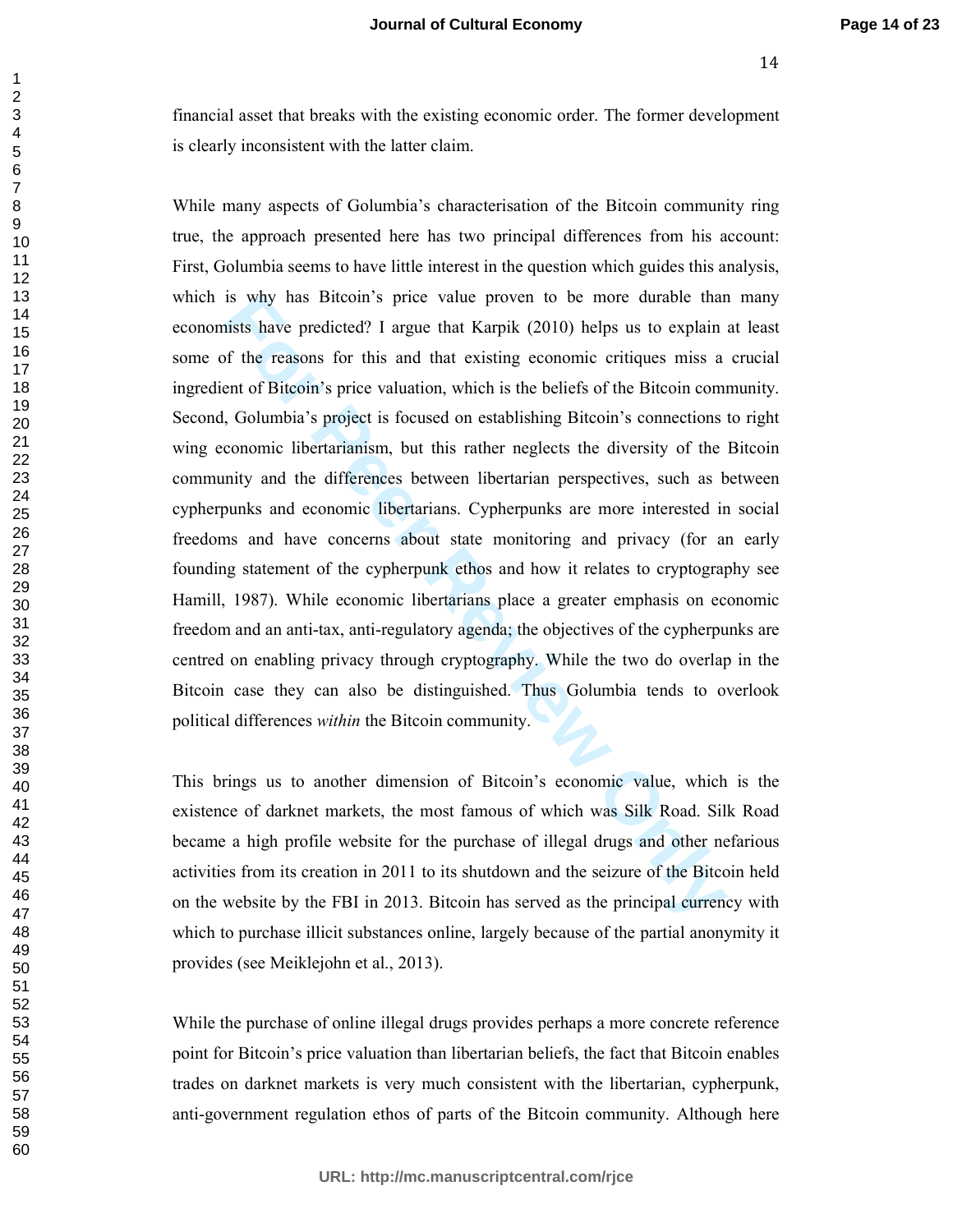financial asset that breaks with the existing economic order. The former development is clearly inconsistent with the latter claim.

While many aspects of Golumbia's characterisation of the Bitcoin community ring true, the approach presented here has two principal differences from his account: First, Golumbia seems to have little interest in the question which guides this analysis, which is why has Bitcoin's price value proven to be more durable than many economists have predicted? I argue that Karpik (2010) helps us to explain at least some of the reasons for this and that existing economic critiques miss a crucial ingredient of Bitcoin's price valuation, which is the beliefs of the Bitcoin community. Second, Golumbia's project is focused on establishing Bitcoin's connections to right wing economic libertarianism, but this rather neglects the diversity of the Bitcoin community and the differences between libertarian perspectives, such as between cypherpunks and economic libertarians. Cypherpunks are more interested in social freedoms and have concerns about state monitoring and privacy (for an early founding statement of the cypherpunk ethos and how it relates to cryptography see Hamill, 1987). While economic libertarians place a greater emphasis on economic freedom and an anti-tax, anti-regulatory agenda; the objectives of the cypherpunks are centred on enabling privacy through cryptography. While the two do overlap in the Bitcoin case they can also be distinguished. Thus Golumbia tends to overlook political differences *within* the Bitcoin community.

This brings us to another dimension of Bitcoin's economic value, which is the existence of darknet markets, the most famous of which was Silk Road. Silk Road became a high profile website for the purchase of illegal drugs and other nefarious activities from its creation in 2011 to its shutdown and the seizure of the Bitcoin held on the website by the FBI in 2013. Bitcoin has served as the principal currency with which to purchase illicit substances online, largely because of the partial anonymity it provides (see Meiklejohn et al., 2013).

While the purchase of online illegal drugs provides perhaps a more concrete reference point for Bitcoin's price valuation than libertarian beliefs, the fact that Bitcoin enables trades on darknet markets is very much consistent with the libertarian, cypherpunk, anti-government regulation ethos of parts of the Bitcoin community. Although here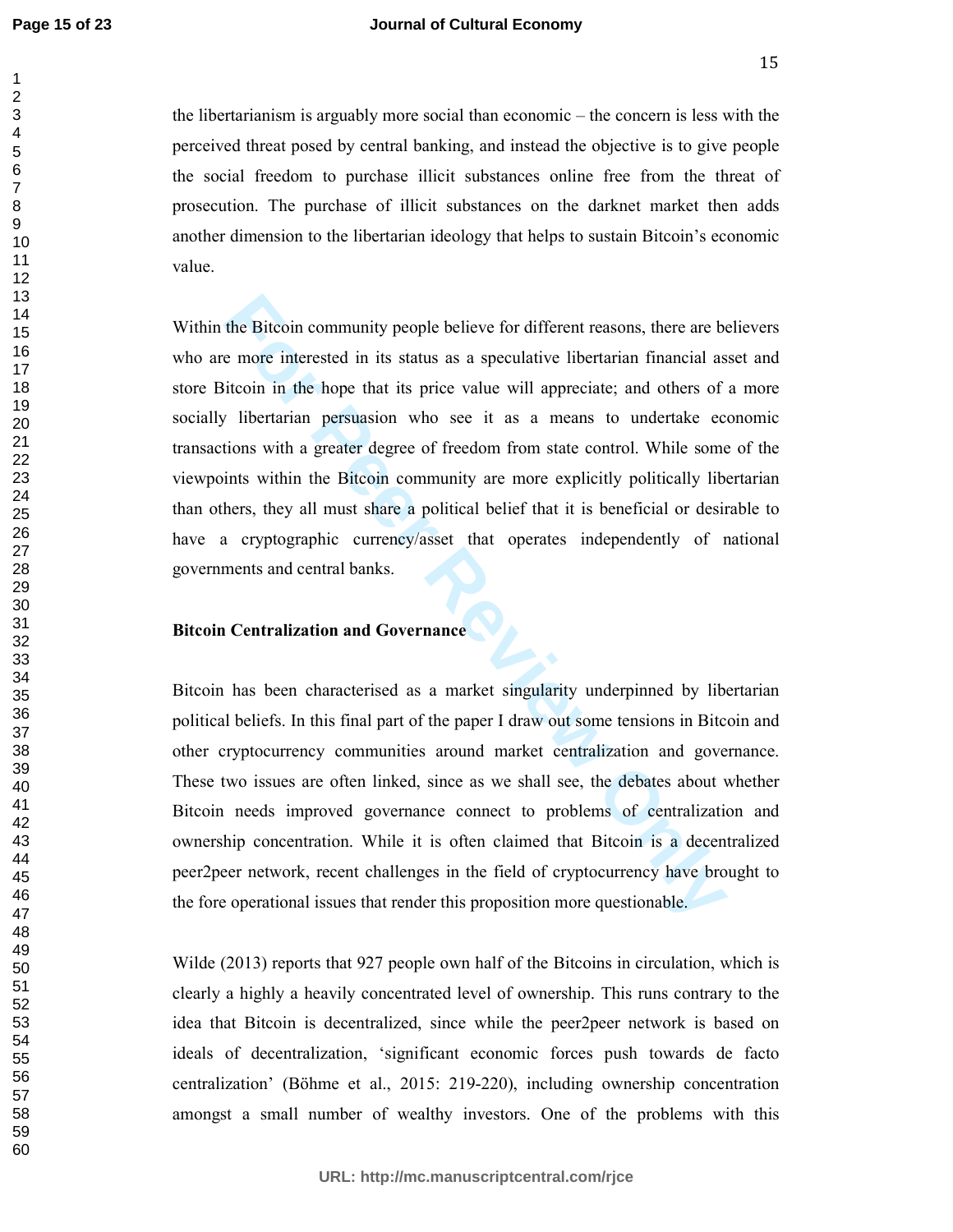the libertarianism is arguably more social than economic – the concern is less with the perceived threat posed by central banking, and instead the objective is to give people the social freedom to purchase illicit substances online free from the threat of prosecution. The purchase of illicit substances on the darknet market then adds another dimension to the libertarian ideology that helps to sustain Bitcoin's economic value.

Within the Bitcoin community people believe for different reasons, there are believers who are more interested in its status as a speculative libertarian financial asset and store Bitcoin in the hope that its price value will appreciate; and others of a more socially libertarian persuasion who see it as a means to undertake economic transactions with a greater degree of freedom from state control. While some of the viewpoints within the Bitcoin community are more explicitly politically libertarian than others, they all must share a political belief that it is beneficial or desirable to have a cryptographic currency/asset that operates independently of national governments and central banks.

**Bitcoin Centralization and Governance**

Bitcoin has been characterised as a market singularity underpinned by libertarian political beliefs. In this final part of the paper I draw out some tensions in Bitcoin and other cryptocurrency communities around market centralization and governance. These two issues are often linked, since as we shall see, the debates about whether Bitcoin needs improved governance connect to problems of centralization and ownership concentration. While it is often claimed that Bitcoin is a decentralized peer2peer network, recent challenges in the field of cryptocurrency have brought to the fore operational issues that render this proposition more questionable.

Wilde (2013) reports that 927 people own half of the Bitcoins in circulation, which is clearly a highly a heavily concentrated level of ownership. This runs contrary to the idea that Bitcoin is decentralized, since while the peer2peer network is based on ideals of decentralization, 'significant economic forces push towards de facto centralization' (Böhme et al., 2015: 219-220), including ownership concentration amongst a small number of wealthy investors. One of the problems with this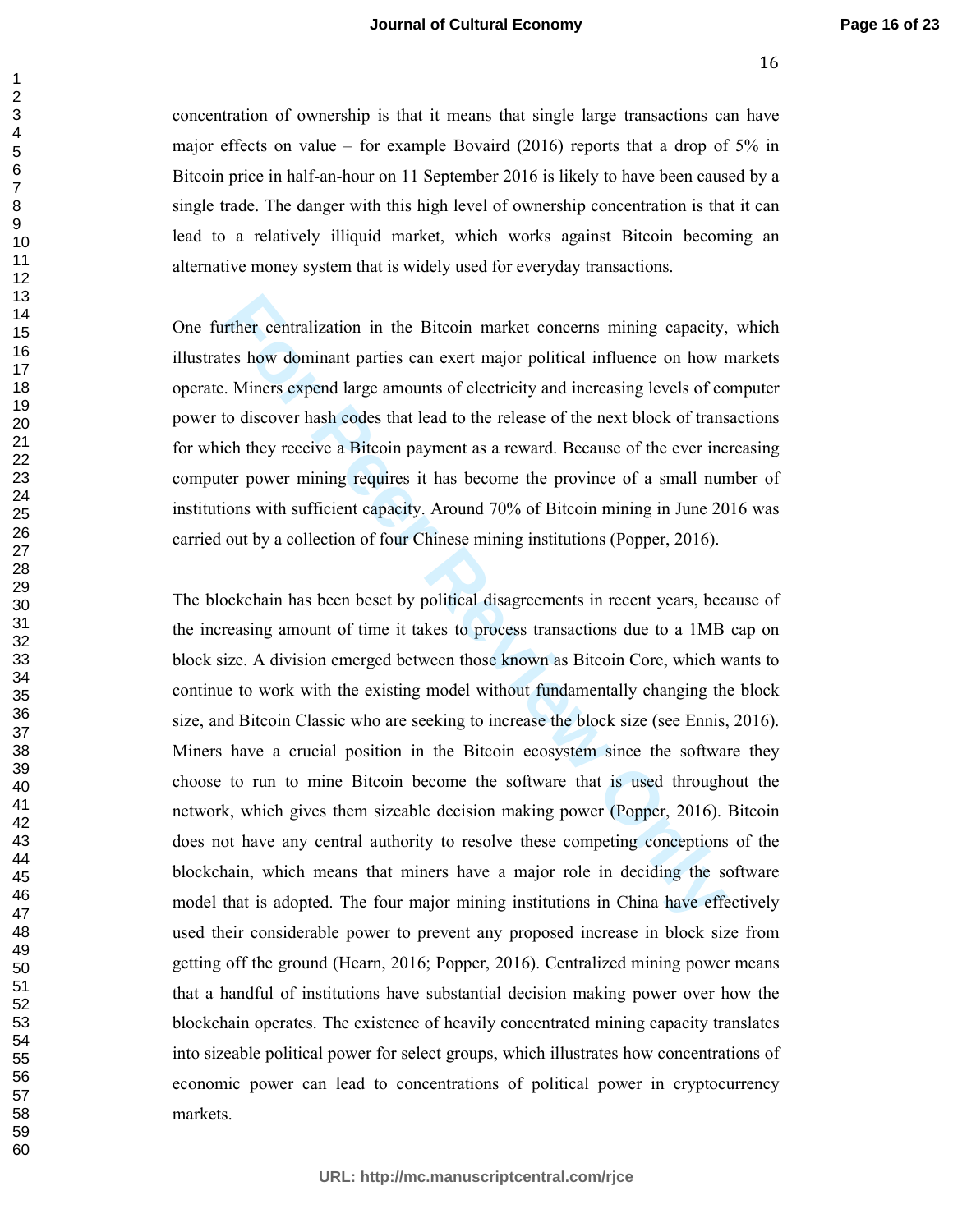concentration of ownership is that it means that single large transactions can have major effects on value – for example Bovaird (2016) reports that a drop of 5% in Bitcoin price in half-an-hour on 11 September 2016 is likely to have been caused by a single trade. The danger with this high level of ownership concentration is that it can lead to a relatively illiquid market, which works against Bitcoin becoming an alternative money system that is widely used for everyday transactions.

One further centralization in the Bitcoin market concerns mining capacity, which illustrates how dominant parties can exert major political influence on how markets operate. Miners expend large amounts of electricity and increasing levels of computer power to discover hash codes that lead to the release of the next block of transactions for which they receive a Bitcoin payment as a reward. Because of the ever increasing computer power mining requires it has become the province of a small number of institutions with sufficient capacity. Around 70% of Bitcoin mining in June 2016 was carried out by a collection of four Chinese mining institutions (Popper, 2016).

The blockchain has been beset by political disagreements in recent years, because of the increasing amount of time it takes to process transactions due to a 1MB cap on block size. A division emerged between those known as Bitcoin Core, which wants to continue to work with the existing model without fundamentally changing the block size, and Bitcoin Classic who are seeking to increase the block size (see Ennis, 2016). Miners have a crucial position in the Bitcoin ecosystem since the software they choose to run to mine Bitcoin become the software that is used throughout the network, which gives them sizeable decision making power (Popper, 2016). Bitcoin does not have any central authority to resolve these competing conceptions of the blockchain, which means that miners have a major role in deciding the software model that is adopted. The four major mining institutions in China have effectively used their considerable power to prevent any proposed increase in block size from getting off the ground (Hearn, 2016; Popper, 2016). Centralized mining power means that a handful of institutions have substantial decision making power over how the blockchain operates. The existence of heavily concentrated mining capacity translates into sizeable political power for select groups, which illustrates how concentrations of economic power can lead to concentrations of political power in cryptocurrency markets.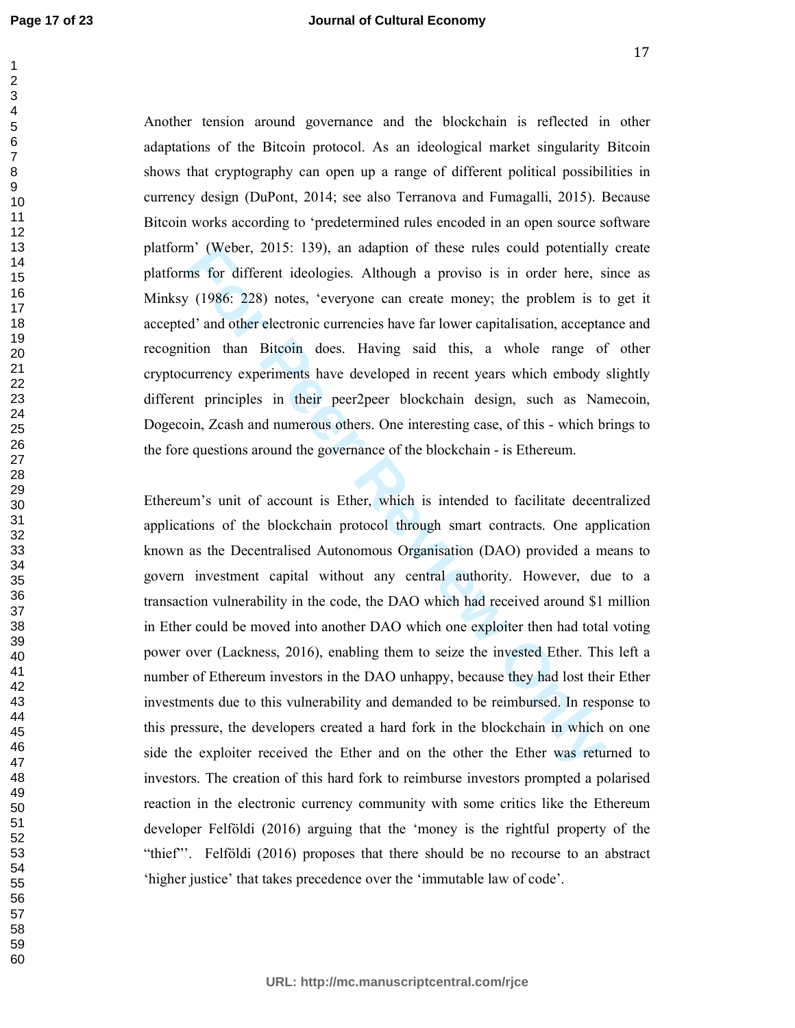Another tension around governance and the blockchain is reflected in other adaptations of the Bitcoin protocol. As an ideological market singularity Bitcoin shows that cryptography can open up a range of different political possibilities in currency design (DuPont, 2014; see also Terranova and Fumagalli, 2015). Because Bitcoin works according to 'predetermined rules encoded in an open source software platform' (Weber, 2015: 139), an adaption of these rules could potentially create platforms for different ideologies. Although a proviso is in order here, since as Minksy (1986: 228) notes, 'everyone can create money; the problem is to get it accepted' and other electronic currencies have far lower capitalisation, acceptance and recognition than Bitcoin does. Having said this, a whole range of other cryptocurrency experiments have developed in recent years which embody slightly different principles in their peer2peer blockchain design, such as Namecoin, Dogecoin, Zcash and numerous others. One interesting case, of this - which brings to the fore questions around the governance of the blockchain - is Ethereum.

Ethereum's unit of account is Ether, which is intended to facilitate decentralized applications of the blockchain protocol through smart contracts. One application known as the Decentralised Autonomous Organisation (DAO) provided a means to govern investment capital without any central authority. However, due to a transaction vulnerability in the code, the DAO which had received around $1 million in Ether could be moved into another DAO which one exploiter then had total voting power over (Lackness, 2016), enabling them to seize the invested Ether. This left a number of Ethereum investors in the DAO unhappy, because they had lost their Ether investments due to this vulnerability and demanded to be reimbursed. In response to this pressure, the developers created a hard fork in the blockchain in which on one side the exploiter received the Ether and on the other the Ether was returned to investors. The creation of this hard fork to reimburse investors prompted a polarised reaction in the electronic currency community with some critics like the Ethereum developer Felföldi (2016) arguing that the 'money is the rightful property of the "thief"'. Felföldi (2016) proposes that there should be no recourse to an abstract 'higher justice' that takes precedence over the 'immutable law of code'.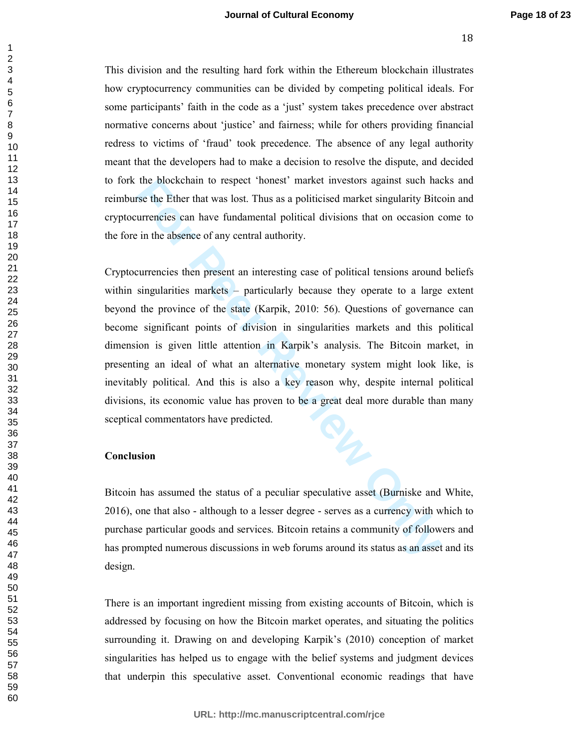This division and the resulting hard fork within the Ethereum blockchain illustrates how cryptocurrency communities can be divided by competing political ideals. For some participants' faith in the code as a 'just' system takes precedence over abstract normative concerns about 'justice' and fairness; while for others providing financial redress to victims of 'fraud' took precedence. The absence of any legal authority meant that the developers had to make a decision to resolve the dispute, and decided to fork the blockchain to respect 'honest' market investors against such hacks and reimburse the Ether that was lost. Thus as a politicised market singularity Bitcoin and cryptocurrencies can have fundamental political divisions that on occasion come to the fore in the absence of any central authority.

Cryptocurrencies then present an interesting case of political tensions around beliefs within singularities markets – particularly because they operate to a large extent beyond the province of the state (Karpik, 2010: 56). Questions of governance can become significant points of division in singularities markets and this political dimension is given little attention in Karpik's analysis. The Bitcoin market, in presenting an ideal of what an alternative monetary system might look like, is inevitably political. And this is also a key reason why, despite internal political divisions, its economic value has proven to be a great deal more durable than many sceptical commentators have predicted.

**Conclusion**

Bitcoin has assumed the status of a peculiar speculative asset (Burniske and White, 2016), one that also - although to a lesser degree - serves as a currency with which to purchase particular goods and services. Bitcoin retains a community of followers and has prompted numerous discussions in web forums around its status as an asset and its design.

There is an important ingredient missing from existing accounts of Bitcoin, which is addressed by focusing on how the Bitcoin market operates, and situating the politics surrounding it. Drawing on and developing Karpik's (2010) conception of market singularities has helped us to engage with the belief systems and judgment devices that underpin this speculative asset. Conventional economic readings that have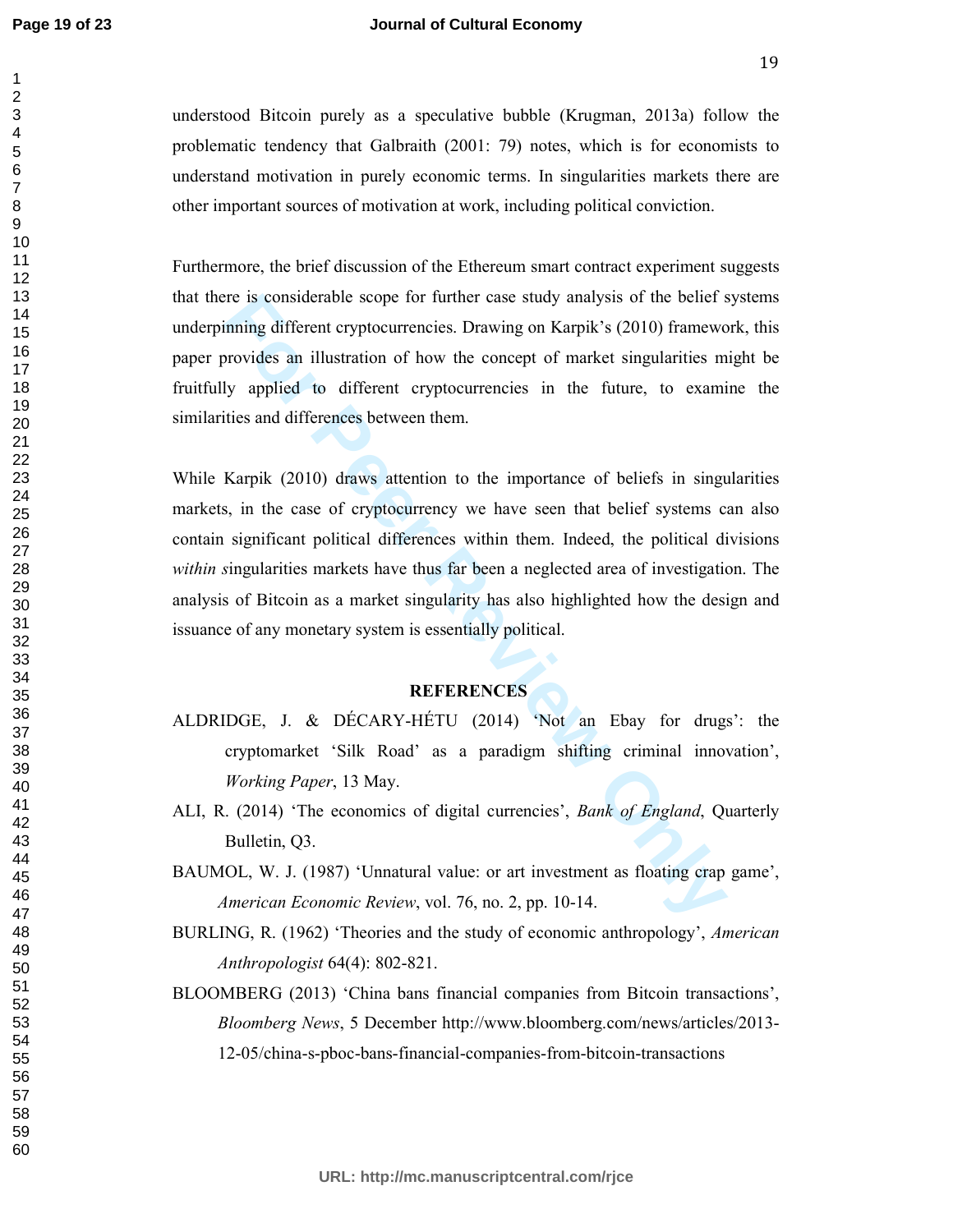understood Bitcoin purely as a speculative bubble (Krugman, 2013a) follow the problematic tendency that Galbraith (2001: 79) notes, which is for economists to understand motivation in purely economic terms. In singularities markets there are other important sources of motivation at work, including political conviction.

Furthermore, the brief discussion of the Ethereum smart contract experiment suggests that there is considerable scope for further case study analysis of the belief systems underpinning different cryptocurrencies. Drawing on Karpik's (2010) framework, this paper provides an illustration of how the concept of market singularities might be fruitfully applied to different cryptocurrencies in the future, to examine the similarities and differences between them.

While Karpik (2010) draws attention to the importance of beliefs in singularities markets, in the case of cryptocurrency we have seen that belief systems can also contain significant political differences within them. Indeed, the political divisions *within s*ingularities markets have thus far been a neglected area of investigation. The analysis of Bitcoin as a market singularity has also highlighted how the design and issuance of any monetary system is essentially political.

## REFERENCES

ALDRIDGE, J. & DÉCARY-HÉTU (2014) 'Not an Ebay for drugs': the cryptomarket 'Silk Road' as a paradigm shifting criminal innovation', *Working Paper*, 13 May.

ALI, R. (2014) 'The economics of digital currencies', *Bank of England*, Quarterly Bulletin, Q3.

BAUMOL, W. J. (1987) 'Unnatural value: or art investment as floating crap game', *American Economic Review*, vol. 76, no. 2, pp. 10-14.

BURLING, R. (1962) 'Theories and the study of economic anthropology', *American Anthropologist* 64(4): 802-821.

BLOOMBERG (2013) 'China bans financial companies from Bitcoin transactions', *Bloomberg News*, 5 December http://www.bloomberg.com/news/articles/2013-12-05/china-s-pboc-bans-financial-companies-from-bitcoin-transactions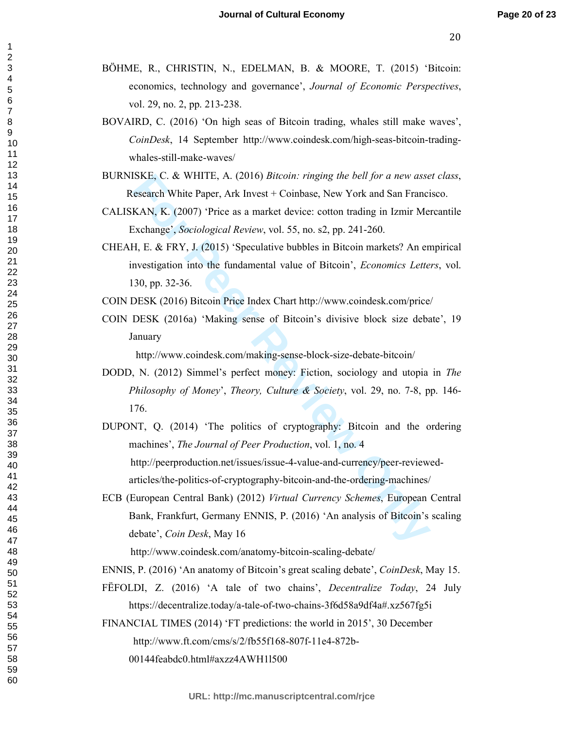BÖHME, R., CHRISTIN, N., EDELMAN, B. & MOORE, T. (2015) 'Bitcoin: economics, technology and governance', *Journal of Economic Perspectives*, vol. 29, no. 2, pp. 213-238.

BOVAIRD, C. (2016) 'On high seas of Bitcoin trading, whales still make waves', *CoinDesk*, 14 September http://www.coindesk.com/high-seas-bitcoin-trading-whales-still-make-waves/

BURNISKE, C. & WHITE, A. (2016) *Bitcoin: ringing the bell for a new asset class*, Research White Paper, Ark Invest + Coinbase, New York and San Francisco.

CALISKAN, K. (2007) 'Price as a market device: cotton trading in Izmir Mercantile Exchange', *Sociological Review*, vol. 55, no. s2, pp. 241-260.

CHEAH, E. & FRY, J. (2015) 'Speculative bubbles in Bitcoin markets? An empirical investigation into the fundamental value of Bitcoin', *Economics Letters*, vol. 130, pp. 32-36.

COIN DESK (2016) Bitcoin Price Index Chart http://www.coindesk.com/price/

COIN DESK (2016a) 'Making sense of Bitcoin's divisive block size debate', 19 January http://www.coindesk.com/making-sense-block-size-debate-bitcoin/

DODD, N. (2012) Simmel's perfect money: Fiction, sociology and utopia in *The Philosophy of Money*', *Theory, Culture & Society*, vol. 29, no. 7-8, pp. 146-176.

DUPONT, Q. (2014) 'The politics of cryptography: Bitcoin and the ordering machines', *The Journal of Peer Production*, vol. 1, no. 4 http://peerproduction.net/issues/issue-4-value-and-currency/peer-reviewed-articles/the-politics-of-cryptography-bitcoin-and-the-ordering-machines/

ECB (European Central Bank) (2012) *Virtual Currency Schemes*, European Central Bank, Frankfurt, Germany ENNIS, P. (2016) 'An analysis of Bitcoin's scaling debate', *Coin Desk*, May 16 http://www.coindesk.com/anatomy-bitcoin-scaling-debate/

ENNIS, P. (2016) 'An anatomy of Bitcoin's great scaling debate', *CoinDesk*, May 15.

FËFOLDI, Z. (2016) 'A tale of two chains', *Decentralize Today*, 24 July https://decentralize.today/a-tale-of-two-chains-3f6d58a9df4a#.xz567fg5i

FINANCIAL TIMES (2014) 'FT predictions: the world in 2015', 30 December http://www.ft.com/cms/s/2/fb55f168-807f-11e4-872b-00144feabdc0.html#axzz4AWH1l500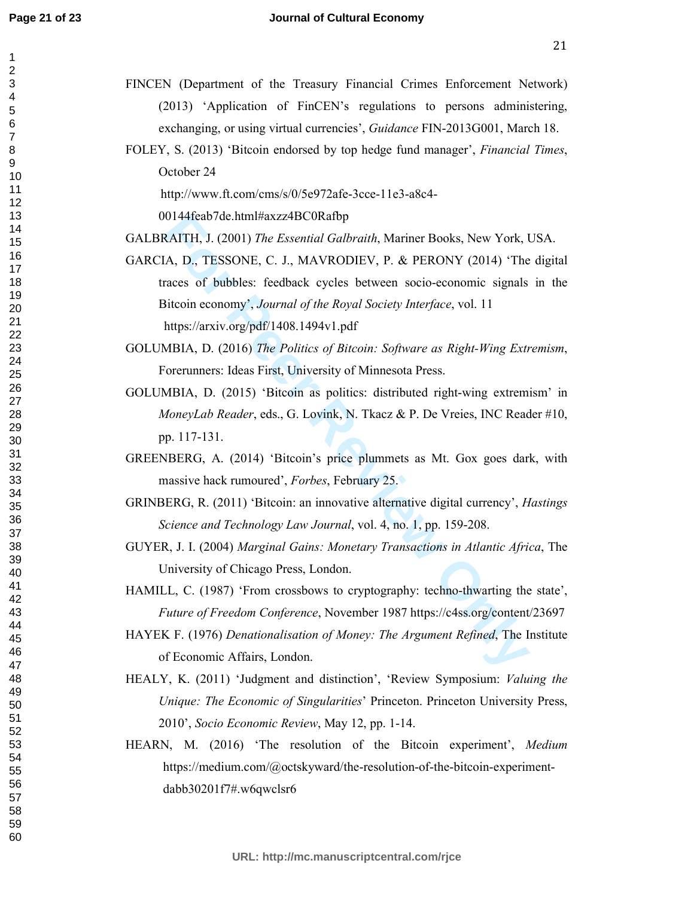FINCEN (Department of the Treasury Financial Crimes Enforcement Network) (2013) 'Application of FinCEN's regulations to persons administering, exchanging, or using virtual currencies', *Guidance* FIN-2013G001, March 18.

FOLEY, S. (2013) 'Bitcoin endorsed by top hedge fund manager', *Financial Times*, October 24 http://www.ft.com/cms/s/0/5e972afe-3cce-11e3-a8c4-00144feab7de.html#axzz4BC0Rafbp

GALBRAITH, J. (2001) *The Essential Galbraith*, Mariner Books, New York, USA.

GARCIA, D., TESSONE, C. J., MAVRODIEV, P. & PERONY (2014) 'The digital traces of bubbles: feedback cycles between socio-economic signals in the Bitcoin economy', *Journal of the Royal Society Interface*, vol. 11 https://arxiv.org/pdf/1408.1494v1.pdf

GOLUMBIA, D. (2016) *The Politics of Bitcoin: Software as Right-Wing Extremism*, Forerunners: Ideas First, University of Minnesota Press.

GOLUMBIA, D. (2015) 'Bitcoin as politics: distributed right-wing extremism' in *MoneyLab Reader*, eds., G. Lovink, N. Tkacz & P. De Vreies, INC Reader #10, pp. 117-131.

GREENBERG, A. (2014) 'Bitcoin's price plummets as Mt. Gox goes dark, with massive hack rumoured', *Forbes*, February 25.

GRINBERG, R. (2011) 'Bitcoin: an innovative alternative digital currency', *Hastings Science and Technology Law Journal*, vol. 4, no. 1, pp. 159-208.

GUYER, J. I. (2004) *Marginal Gains: Monetary Transactions in Atlantic Africa*, The University of Chicago Press, London.

HAMILL, C. (1987) 'From crossbows to cryptography: techno-thwarting the state', *Future of Freedom Conference*, November 1987 https://c4ss.org/content/23697

HAYEK F. (1976) *Denationalisation of Money: The Argument Refined*, The Institute of Economic Affairs, London.

HEALY, K. (2011) 'Judgment and distinction', 'Review Symposium: *Valuing the Unique: The Economic of Singularities*' Princeton. Princeton University Press, 2010', *Socio Economic Review*, May 12, pp. 1-14.

HEARN, M. (2016) 'The resolution of the Bitcoin experiment', *Medium* https://medium.com/@octskyward/the-resolution-of-the-bitcoin-experiment-dabb30201f7#.w6qwclsr6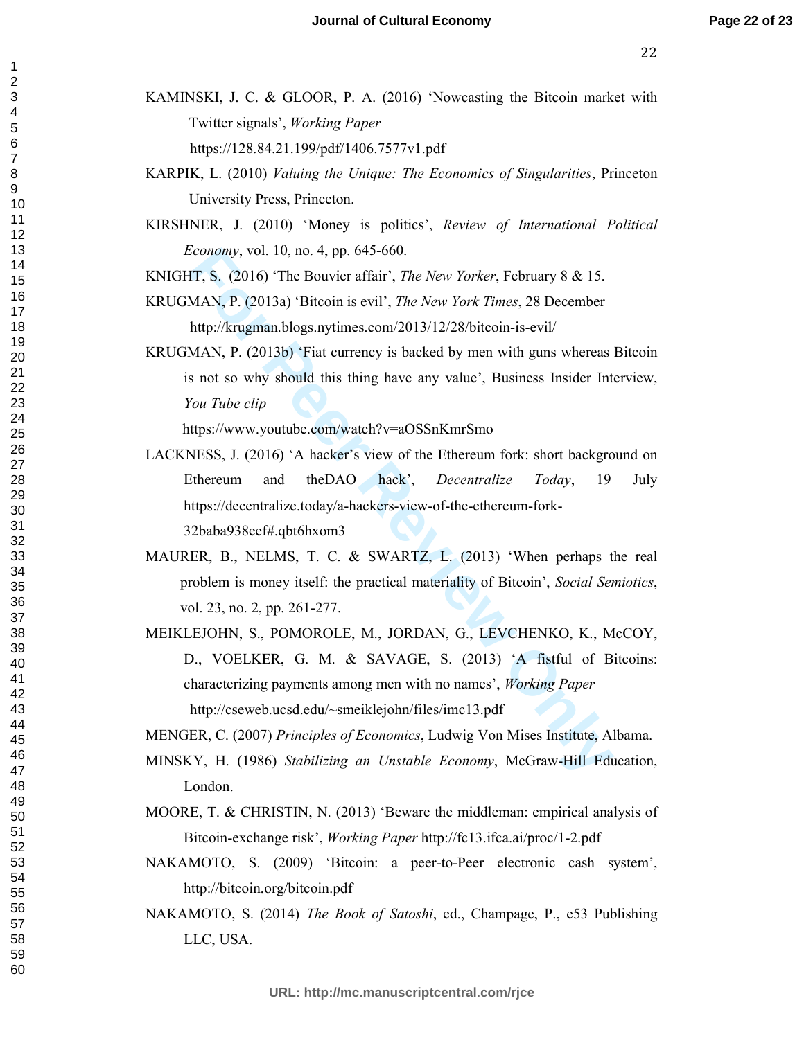KAMINSKI, J. C. & GLOOR, P. A. (2016) 'Nowcasting the Bitcoin market with Twitter signals', *Working Paper* https://128.84.21.199/pdf/1406.7577v1.pdf

KARPIK, L. (2010) *Valuing the Unique: The Economics of Singularities*, Princeton University Press, Princeton.

KIRSHNER, J. (2010) 'Money is politics', *Review of International Political Economy*, vol. 10, no. 4, pp. 645-660.

KNIGHT, S. (2016) 'The Bouvier affair', *The New Yorker*, February 8 & 15.

KRUGMAN, P. (2013a) 'Bitcoin is evil', *The New York Times*, 28 December http://krugman.blogs.nytimes.com/2013/12/28/bitcoin-is-evil/

KRUGMAN, P. (2013b) 'Fiat currency is backed by men with guns whereas Bitcoin is not so why should this thing have any value', Business Insider Interview, *You Tube clip* https://www.youtube.com/watch?v=aOSSnKmrSmo

LACKNESS, J. (2016) 'A hacker's view of the Ethereum fork: short background on Ethereum and theDAO hack', *Decentralize Today*, 19 July https://decentralize.today/a-hackers-view-of-the-ethereum-fork-32baba938eef#.qbt6hxom3

MAURER, B., NELMS, T. C. & SWARTZ, L. (2013) 'When perhaps the real problem is money itself: the practical materiality of Bitcoin', *Social Semiotics*, vol. 23, no. 2, pp. 261-277.

MEIKLEJOHN, S., POMOROLE, M., JORDAN, G., LEVCHENKO, K., McCOY, D., VOELKER, G. M. & SAVAGE, S. (2013) 'A fistful of Bitcoins: characterizing payments among men with no names', *Working Paper* http://cseweb.ucsd.edu/~smeiklejohn/files/imc13.pdf

MENGER, C. (2007) *Principles of Economics*, Ludwig Von Mises Institute, Albama.

MINSKY, H. (1986) *Stabilizing an Unstable Economy*, McGraw-Hill Education, London.

MOORE, T. & CHRISTIN, N. (2013) 'Beware the middleman: empirical analysis of Bitcoin-exchange risk', *Working Paper* http://fc13.ifca.ai/proc/1-2.pdf

NAKAMOTO, S. (2009) 'Bitcoin: a peer-to-Peer electronic cash system', http://bitcoin.org/bitcoin.pdf

NAKAMOTO, S. (2014) *The Book of Satoshi*, ed., Champage, P., e53 Publishing LLC, USA.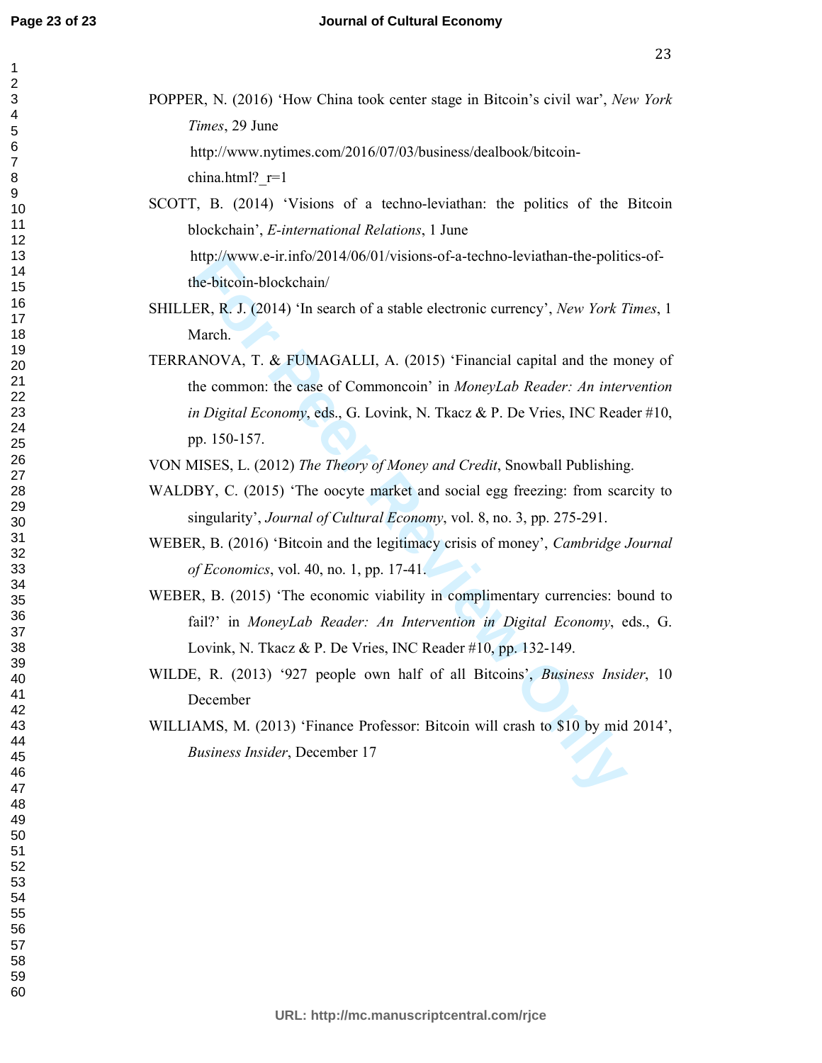POPPER, N. (2016) 'How China took center stage in Bitcoin's civil war', *New York Times*, 29 June http://www.nytimes.com/2016/07/03/business/dealbook/bitcoin-china.html?_r=1

SCOTT, B. (2014) 'Visions of a techno-leviathan: the politics of the Bitcoin blockchain', *E-international Relations*, 1 June http://www.e-ir.info/2014/06/01/visions-of-a-techno-leviathan-the-politics-of-the-bitcoin-blockchain/

SHILLER, R. J. (2014) 'In search of a stable electronic currency', *New York Times*, 1 March.

TERRANOVA, T. & FUMAGALLI, A. (2015) 'Financial capital and the money of the common: the case of Commoncoin' in *MoneyLab Reader: An intervention in Digital Economy*, eds., G. Lovink, N. Tkacz & P. De Vries, INC Reader #10, pp. 150-157.

VON MISES, L. (2012) *The Theory of Money and Credit*, Snowball Publishing.

WALDBY, C. (2015) 'The oocyte market and social egg freezing: from scarcity to singularity', *Journal of Cultural Economy*, vol. 8, no. 3, pp. 275-291.

WEBER, B. (2016) 'Bitcoin and the legitimacy crisis of money', *Cambridge Journal of Economics*, vol. 40, no. 1, pp. 17-41.

WEBER, B. (2015) 'The economic viability in complimentary currencies: bound to fail?' in *MoneyLab Reader: An Intervention in Digital Economy*, eds., G. Lovink, N. Tkacz & P. De Vries, INC Reader #10, pp. 132-149.

WILDE, R. (2013) '927 people own half of all Bitcoins', *Business Insider*, 10 December

WILLIAMS, M. (2013) 'Finance Professor: Bitcoin will crash to $10 by mid 2014', *Business Insider*, December 17